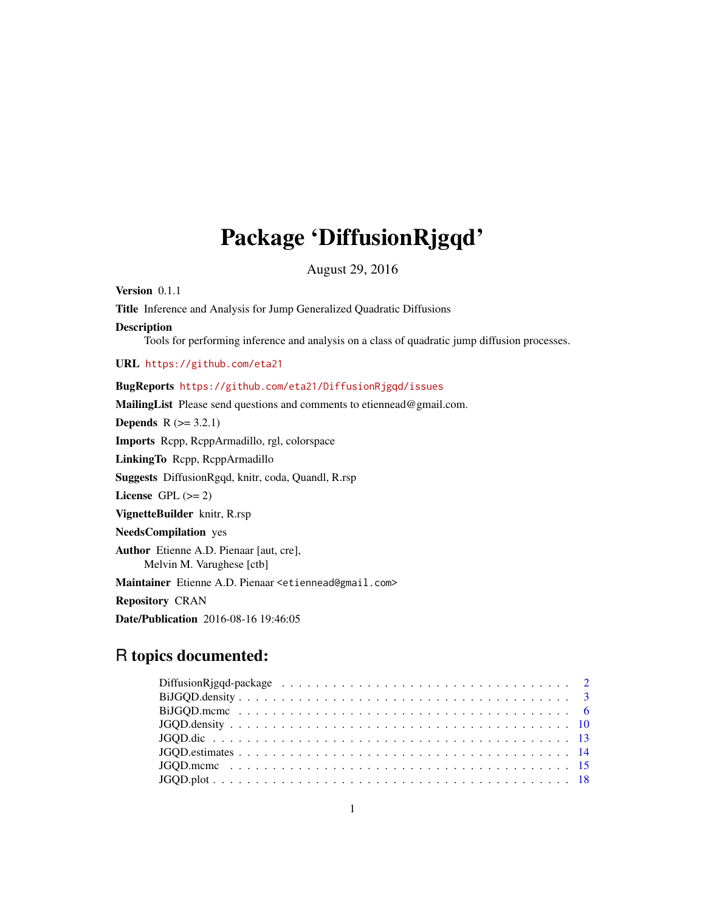# Package 'DiffusionRjgqd'

August 29, 2016

**Version** 0.1.1

**Title** Inference and Analysis for Jump Generalized Quadratic Diffusions

**Description**
Tools for performing inference and analysis on a class of quadratic jump diffusion processes.

**URL** https://github.com/eta21

**BugReports** https://github.com/eta21/DiffusionRjgqd/issues

**MailingList** Please send questions and comments to etiennead@gmail.com.

**Depends** R (>= 3.2.1)

**Imports** Rcpp, RcppArmadillo, rgl, colorspace

**LinkingTo** Rcpp, RcppArmadillo

**Suggests** DiffusionRgqd, knitr, coda, Quandl, R.rsp

**License** GPL (>= 2)

**VignetteBuilder** knitr, R.rsp

**NeedsCompilation** yes

**Author** Etienne A.D. Pienaar [aut, cre],
Melvin M. Varughese [ctb]

**Maintainer** Etienne A.D. Pienaar <etiennead@gmail.com>

**Repository** CRAN

**Date/Publication** 2016-08-16 19:46:05

## R topics documented:

| | |
|---|---|
| DiffusionRjgqd-package | 2 |
| BiJGQD.density | 3 |
| BiJGQD.mcmc | 6 |
| JGQD.density | 10 |
| JGQD.dic | 13 |
| JGQD.estimates | 14 |
| JGQD.mcmc | 15 |
| JGQD.plot | 18 |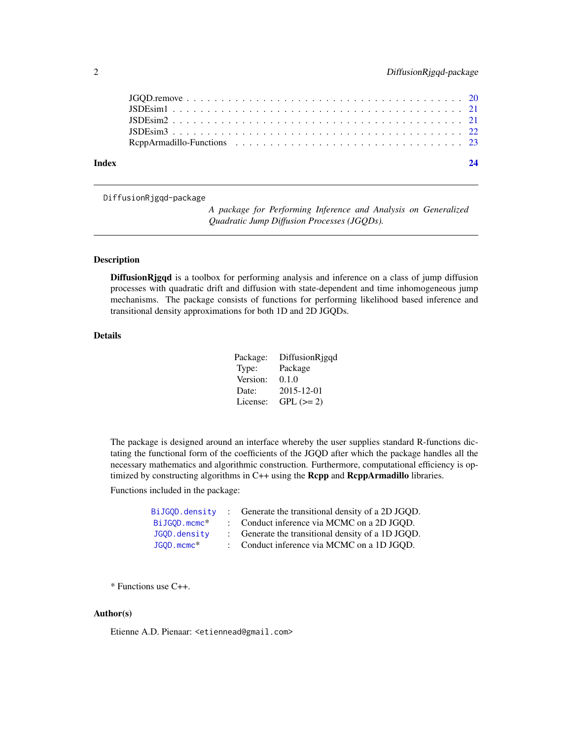JGQD.remove . . . . . . . . . . . . . . . . . . . . . . . . . . . . . . . . . . . . . 20
JSDEsim1 . . . . . . . . . . . . . . . . . . . . . . . . . . . . . . . . . . . . . . . 21
JSDEsim2 . . . . . . . . . . . . . . . . . . . . . . . . . . . . . . . . . . . . . . . 21
JSDEsim3 . . . . . . . . . . . . . . . . . . . . . . . . . . . . . . . . . . . . . . . 22
RcppArmadillo-Functions . . . . . . . . . . . . . . . . . . . . . . . . . . . . . . . 23

**Index** **24**

---

DiffusionRjgqd-package — *A package for Performing Inference and Analysis on Generalized Quadratic Jump Diffusion Processes (JGQDs).*

---

## Description

**DiffusionRjgqd** is a toolbox for performing analysis and inference on a class of jump diffusion processes with quadratic drift and diffusion with state-dependent and time inhomogeneous jump mechanisms. The package consists of functions for performing likelihood based inference and transitional density approximations for both 1D and 2D JGQDs.

## Details

| | |
|---|---|
| Package: | DiffusionRjgqd |
| Type: | Package |
| Version: | 0.1.0 |
| Date: | 2015-12-01 |
| License: | GPL (>= 2) |

The package is designed around an interface whereby the user supplies standard R-functions dictating the functional form of the coefficients of the JGQD after which the package handles all the necessary mathematics and algorithmic construction. Furthermore, computational efficiency is optimized by constructing algorithms in C++ using the **Rcpp** and **RcppArmadillo** libraries.

Functions included in the package:

| | | |
|---|---|---|
| `BiJGQD.density` | : | Generate the transitional density of a 2D JGQD. |
| `BiJGQD.mcmc`* | : | Conduct inference via MCMC on a 2D JGQD. |
| `JGQD.density` | : | Generate the transitional density of a 1D JGQD. |
| `JGQD.mcmc`* | : | Conduct inference via MCMC on a 1D JGQD. |

* Functions use C++.

## Author(s)

Etienne A.D. Pienaar: <etiennead@gmail.com>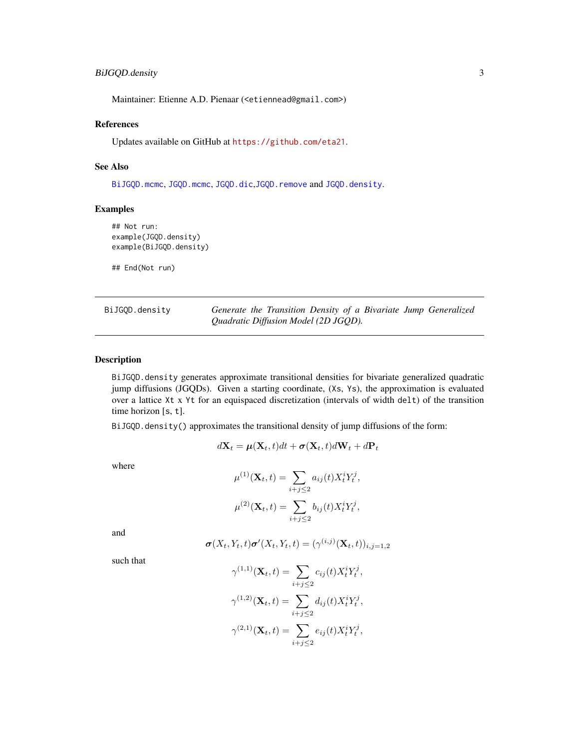Maintainer: Etienne A.D. Pienaar (<etiennead@gmail.com>)

### References

Updates available on GitHub at https://github.com/eta21.

### See Also

BiJGQD.mcmc, JGQD.mcmc, JGQD.dic, JGQD.remove and JGQD.density.

### Examples

```
## Not run:
example(JGQD.density)
example(BiJGQD.density)

## End(Not run)
```

---

## BiJGQD.density — *Generate the Transition Density of a Bivariate Jump Generalized Quadratic Diffusion Model (2D JGQD).*

---

### Description

BiJGQD.density generates approximate transitional densities for bivariate generalized quadratic jump diffusions (JGQDs). Given a starting coordinate, (Xs, Ys), the approximation is evaluated over a lattice Xt x Yt for an equispaced discretization (intervals of width delt) of the transition time horizon [s, t].

BiJGQD.density() approximates the transitional density of jump diffusions of the form:

$$d\mathbf{X}_t = \boldsymbol{\mu}(\mathbf{X}_t, t)dt + \boldsymbol{\sigma}(\mathbf{X}_t, t)d\mathbf{W}_t + d\mathbf{P}_t$$

where

$$\mu^{(1)}(\mathbf{X}_t, t) = \sum_{i+j\leq 2} a_{ij}(t) X_t^i Y_t^j,$$

$$\mu^{(2)}(\mathbf{X}_t, t) = \sum_{i+j\leq 2} b_{ij}(t) X_t^i Y_t^j,$$

and

$$\boldsymbol{\sigma}(X_t, Y_t, t)\boldsymbol{\sigma}'(X_t, Y_t, t) = (\gamma^{(i,j)}(\mathbf{X}_t, t))_{i,j=1,2}$$

such that

$$\gamma^{(1,1)}(\mathbf{X}_t, t) = \sum_{i+j\leq 2} c_{ij}(t) X_t^i Y_t^j,$$

$$\gamma^{(1,2)}(\mathbf{X}_t, t) = \sum_{i+j\leq 2} d_{ij}(t) X_t^i Y_t^j,$$

$$\gamma^{(2,1)}(\mathbf{X}_t, t) = \sum_{i+j\leq 2} e_{ij}(t) X_t^i Y_t^j,$$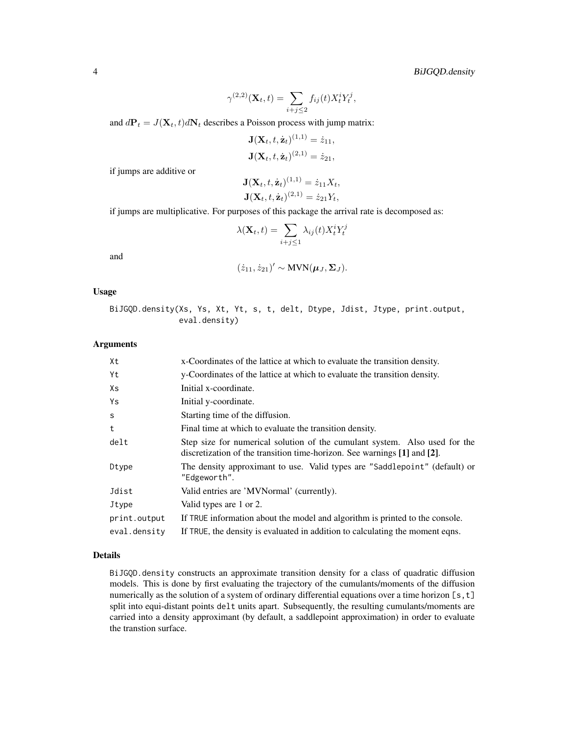$$\gamma^{(2,2)}(\mathbf{X}_t, t) = \sum_{i+j\leq 2} f_{ij}(t) X_t^i Y_t^j,$$

and $d\mathbf{P}_t = J(\mathbf{X}_t, t)d\mathbf{N}_t$ describes a Poisson process with jump matrix:

$$\mathbf{J}(\mathbf{X}_t, t, \dot{\mathbf{z}}_t)^{(1,1)} = \dot{z}_{11},$$
$$\mathbf{J}(\mathbf{X}_t, t, \dot{\mathbf{z}}_t)^{(2,1)} = \dot{z}_{21},$$

if jumps are additive or

$$\mathbf{J}(\mathbf{X}_t, t, \dot{\mathbf{z}}_t)^{(1,1)} = \dot{z}_{11} X_t,$$
$$\mathbf{J}(\mathbf{X}_t, t, \dot{\mathbf{z}}_t)^{(2,1)} = \dot{z}_{21} Y_t,$$

if jumps are multiplicative. For purposes of this package the arrival rate is decomposed as:

$$\lambda(\mathbf{X}_t, t) = \sum_{i+j\leq 1} \lambda_{ij}(t) X_t^i Y_t^j$$

and

$$(\dot{z}_{11}, \dot{z}_{21})' \sim \text{MVN}(\boldsymbol{\mu}_J, \boldsymbol{\Sigma}_J).$$

## Usage

```
BiJGQD.density(Xs, Ys, Xt, Yt, s, t, delt, Dtype, Jdist, Jtype, print.output,
               eval.density)
```

## Arguments

| | |
|---|---|
| Xt | x-Coordinates of the lattice at which to evaluate the transition density. |
| Yt | y-Coordinates of the lattice at which to evaluate the transition density. |
| Xs | Initial x-coordinate. |
| Ys | Initial y-coordinate. |
| s | Starting time of the diffusion. |
| t | Final time at which to evaluate the transition density. |
| delt | Step size for numerical solution of the cumulant system. Also used for the discretization of the transition time-horizon. See warnings **[1]** and **[2]**. |
| Dtype | The density approximant to use. Valid types are "Saddlepoint" (default) or "Edgeworth". |
| Jdist | Valid entries are 'MVNormal' (currently). |
| Jtype | Valid types are 1 or 2. |
| print.output | If TRUE information about the model and algorithm is printed to the console. |
| eval.density | If TRUE, the density is evaluated in addition to calculating the moment eqns. |

## Details

BiJGQD.density constructs an approximate transition density for a class of quadratic diffusion models. This is done by first evaluating the trajectory of the cumulants/moments of the diffusion numerically as the solution of a system of ordinary differential equations over a time horizon [s,t] split into equi-distant points delt units apart. Subsequently, the resulting cumulants/moments are carried into a density approximant (by default, a saddlepoint approximation) in order to evaluate the transtion surface.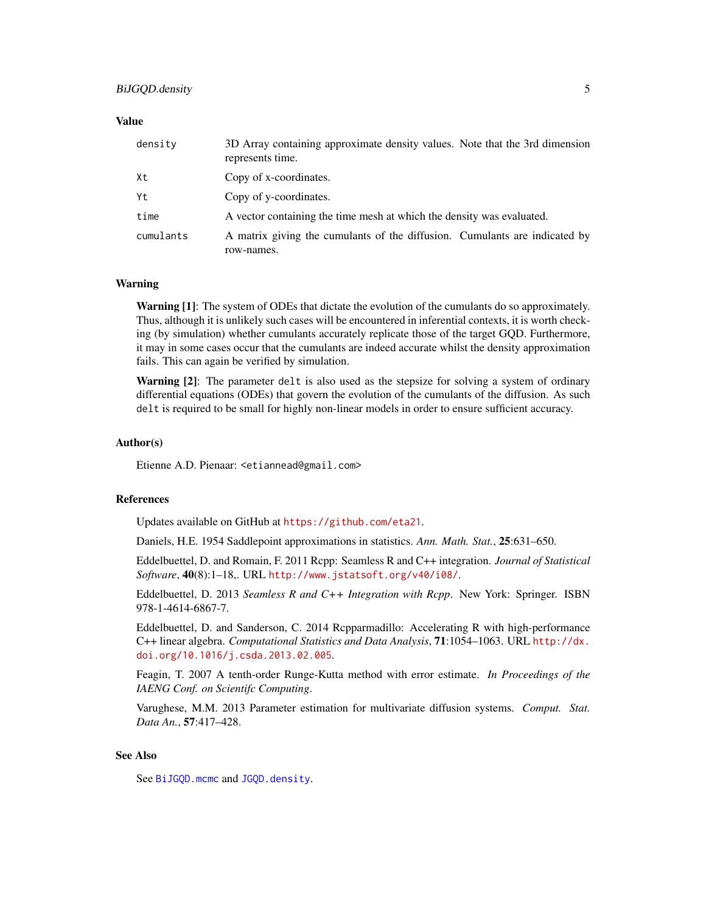### Value

| | |
|---|---|
| `density` | 3D Array containing approximate density values. Note that the 3rd dimension represents time. |
| `Xt` | Copy of x-coordinates. |
| `Yt` | Copy of y-coordinates. |
| `time` | A vector containing the time mesh at which the density was evaluated. |
| `cumulants` | A matrix giving the cumulants of the diffusion. Cumulants are indicated by row-names. |

### Warning

**Warning [1]**: The system of ODEs that dictate the evolution of the cumulants do so approximately. Thus, although it is unlikely such cases will be encountered in inferential contexts, it is worth checking (by simulation) whether cumulants accurately replicate those of the target GQD. Furthermore, it may in some cases occur that the cumulants are indeed accurate whilst the density approximation fails. This can again be verified by simulation.

**Warning [2]**: The parameter `delt` is also used as the stepsize for solving a system of ordinary differential equations (ODEs) that govern the evolution of the cumulants of the diffusion. As such `delt` is required to be small for highly non-linear models in order to ensure sufficient accuracy.

### Author(s)

Etienne A.D. Pienaar: `<etiannead@gmail.com>`

### References

Updates available on GitHub at https://github.com/eta21.

Daniels, H.E. 1954 Saddlepoint approximations in statistics. *Ann. Math. Stat.*, **25**:631–650.

Eddelbuettel, D. and Romain, F. 2011 Rcpp: Seamless R and C++ integration. *Journal of Statistical Software*, **40**(8):1–18,. URL http://www.jstatsoft.org/v40/i08/.

Eddelbuettel, D. 2013 *Seamless R and C++ Integration with Rcpp*. New York: Springer. ISBN 978-1-4614-6867-7.

Eddelbuettel, D. and Sanderson, C. 2014 Rcpparmadillo: Accelerating R with high-performance C++ linear algebra. *Computational Statistics and Data Analysis*, **71**:1054–1063. URL http://dx.doi.org/10.1016/j.csda.2013.02.005.

Feagin, T. 2007 A tenth-order Runge-Kutta method with error estimate. *In Proceedings of the IAENG Conf. on Scientifc Computing*.

Varughese, M.M. 2013 Parameter estimation for multivariate diffusion systems. *Comput. Stat. Data An.*, **57**:417–428.

### See Also

See `BiJGQD.mcmc` and `JGQD.density`.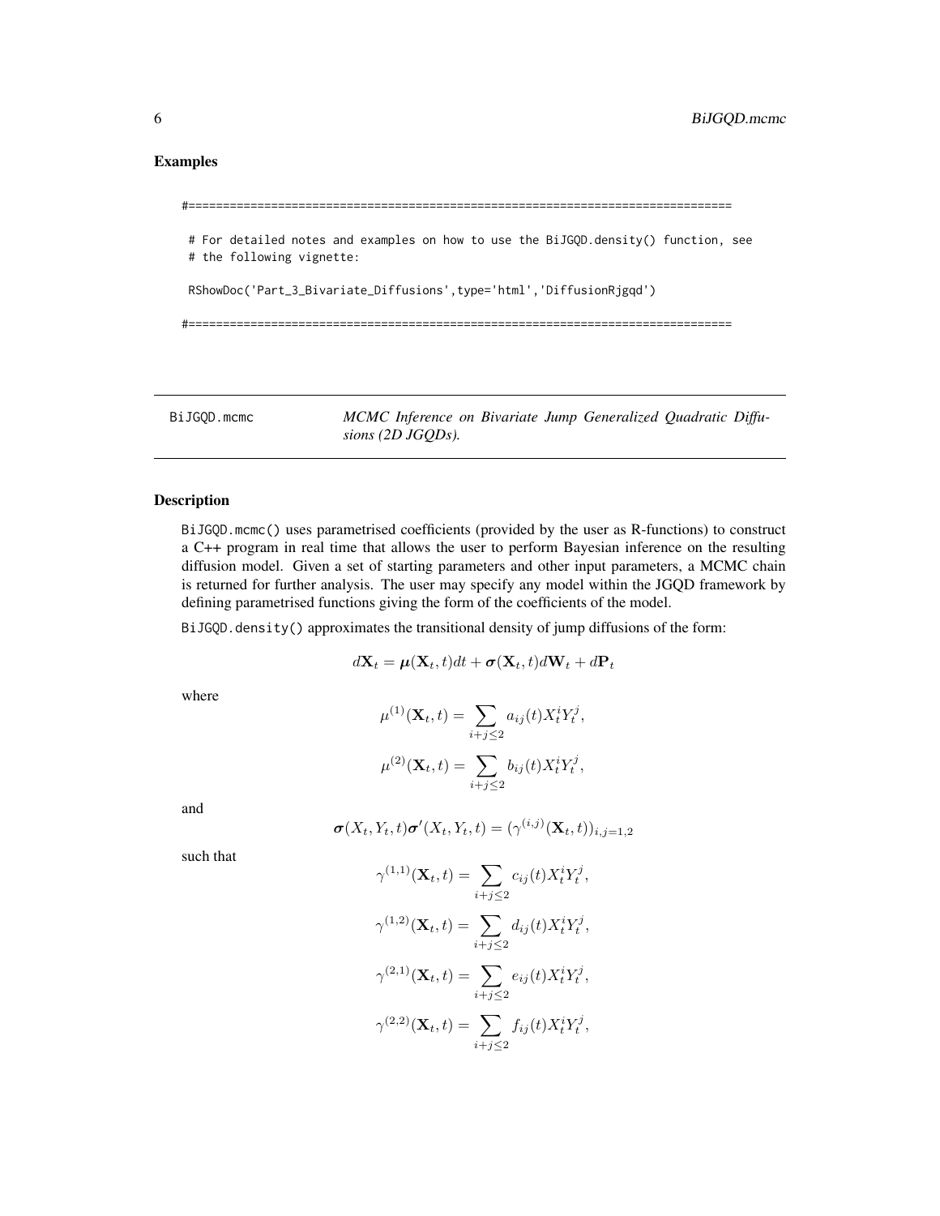### Examples

```
#===============================================================================

 # For detailed notes and examples on how to use the BiJGQD.density() function, see
 # the following vignette:

 RShowDoc('Part_3_Bivariate_Diffusions',type='html','DiffusionRjgqd')

#===============================================================================
```

## BiJGQD.mcmc — *MCMC Inference on Bivariate Jump Generalized Quadratic Diffusions (2D JGQDs).*

### Description

BiJGQD.mcmc() uses parametrised coefficients (provided by the user as R-functions) to construct a C++ program in real time that allows the user to perform Bayesian inference on the resulting diffusion model. Given a set of starting parameters and other input parameters, a MCMC chain is returned for further analysis. The user may specify any model within the JGQD framework by defining parametrised functions giving the form of the coefficients of the model.

BiJGQD.density() approximates the transitional density of jump diffusions of the form:

$$d\mathbf{X}_t = \boldsymbol{\mu}(\mathbf{X}_t, t)dt + \boldsymbol{\sigma}(\mathbf{X}_t, t)d\mathbf{W}_t + d\mathbf{P}_t$$

where

$$\mu^{(1)}(\mathbf{X}_t, t) = \sum_{i+j\leq 2} a_{ij}(t)X_t^iY_t^j,$$

$$\mu^{(2)}(\mathbf{X}_t, t) = \sum_{i+j\leq 2} b_{ij}(t)X_t^iY_t^j,$$

and

$$\boldsymbol{\sigma}(X_t, Y_t, t)\boldsymbol{\sigma}'(X_t, Y_t, t) = (\gamma^{(i,j)}(\mathbf{X}_t, t))_{i,j=1,2}$$

such that

$$\gamma^{(1,1)}(\mathbf{X}_t, t) = \sum_{i+j\leq 2} c_{ij}(t)X_t^iY_t^j,$$

$$\gamma^{(1,2)}(\mathbf{X}_t, t) = \sum_{i+j\leq 2} d_{ij}(t)X_t^iY_t^j,$$

$$\gamma^{(2,1)}(\mathbf{X}_t, t) = \sum_{i+j\leq 2} e_{ij}(t)X_t^iY_t^j,$$

$$\gamma^{(2,2)}(\mathbf{X}_t, t) = \sum_{i+j\leq 2} f_{ij}(t)X_t^iY_t^j,$$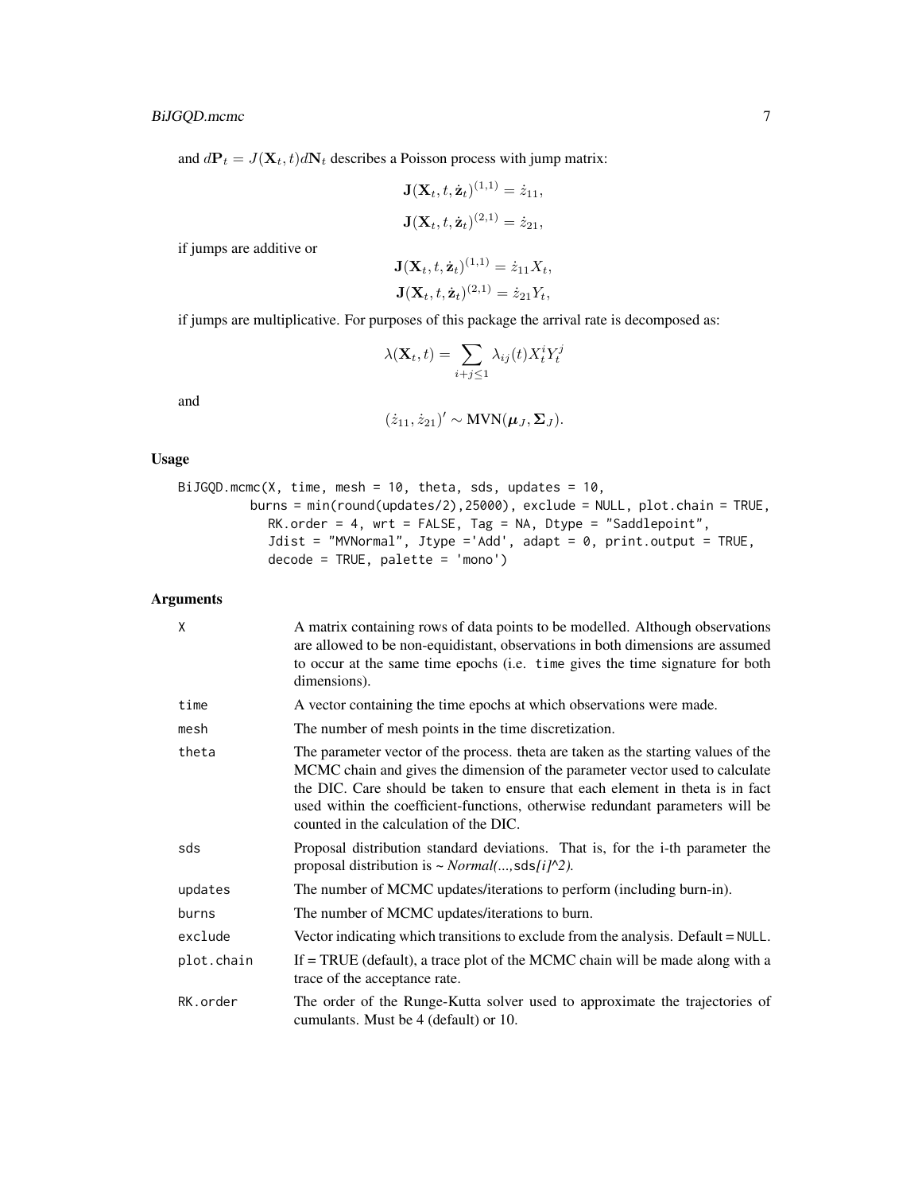and $d\mathbf{P}_t = J(\mathbf{X}_t, t)d\mathbf{N}_t$ describes a Poisson process with jump matrix:

$$\mathbf{J}(\mathbf{X}_t, t, \dot{\mathbf{z}}_t)^{(1,1)} = \dot{z}_{11},$$

$$\mathbf{J}(\mathbf{X}_t, t, \dot{\mathbf{z}}_t)^{(2,1)} = \dot{z}_{21},$$

if jumps are additive or

$$\mathbf{J}(\mathbf{X}_t, t, \dot{\mathbf{z}}_t)^{(1,1)} = \dot{z}_{11}X_t,$$

$$\mathbf{J}(\mathbf{X}_t, t, \dot{\mathbf{z}}_t)^{(2,1)} = \dot{z}_{21}Y_t,$$

if jumps are multiplicative. For purposes of this package the arrival rate is decomposed as:

$$\lambda(\mathbf{X}_t, t) = \sum_{i+j\leq 1} \lambda_{ij}(t) X_t^i Y_t^j$$

and

$$(\dot{z}_{11}, \dot{z}_{21})' \sim \text{MVN}(\boldsymbol{\mu}_J, \boldsymbol{\Sigma}_J).$$

### Usage

```
BiJGQD.mcmc(X, time, mesh = 10, theta, sds, updates = 10,
         burns = min(round(updates/2),25000), exclude = NULL, plot.chain = TRUE,
           RK.order = 4, wrt = FALSE, Tag = NA, Dtype = "Saddlepoint",
           Jdist = "MVNormal", Jtype ='Add', adapt = 0, print.output = TRUE,
           decode = TRUE, palette = 'mono')
```

### Arguments

| | |
|---|---|
| X | A matrix containing rows of data points to be modelled. Although observations are allowed to be non-equidistant, observations in both dimensions are assumed to occur at the same time epochs (i.e. time gives the time signature for both dimensions). |
| time | A vector containing the time epochs at which observations were made. |
| mesh | The number of mesh points in the time discretization. |
| theta | The parameter vector of the process. theta are taken as the starting values of the MCMC chain and gives the dimension of the parameter vector used to calculate the DIC. Care should be taken to ensure that each element in theta is in fact used within the coefficient-functions, otherwise redundant parameters will be counted in the calculation of the DIC. |
| sds | Proposal distribution standard deviations. That is, for the i-th parameter the proposal distribution is ~ *Normal(...,*sds*[i]^2).* |
| updates | The number of MCMC updates/iterations to perform (including burn-in). |
| burns | The number of MCMC updates/iterations to burn. |
| exclude | Vector indicating which transitions to exclude from the analysis. Default = NULL. |
| plot.chain | If = TRUE (default), a trace plot of the MCMC chain will be made along with a trace of the acceptance rate. |
| RK.order | The order of the Runge-Kutta solver used to approximate the trajectories of cumulants. Must be 4 (default) or 10. |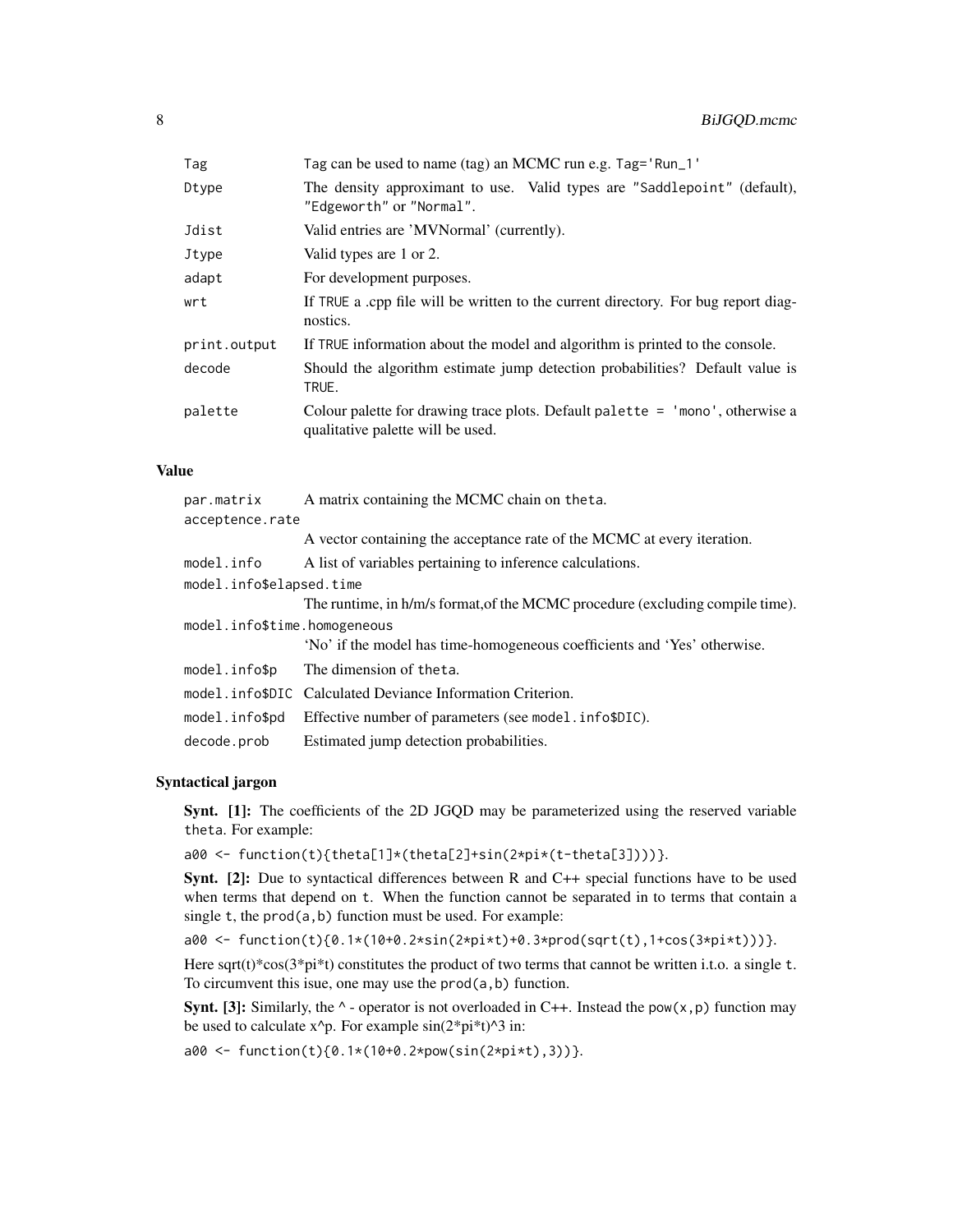| | |
|---|---|
| Tag | Tag can be used to name (tag) an MCMC run e.g. Tag='Run_1' |
| Dtype | The density approximant to use. Valid types are "Saddlepoint" (default), "Edgeworth" or "Normal". |
| Jdist | Valid entries are 'MVNormal' (currently). |
| Jtype | Valid types are 1 or 2. |
| adapt | For development purposes. |
| wrt | If TRUE a .cpp file will be written to the current directory. For bug report diagnostics. |
| print.output | If TRUE information about the model and algorithm is printed to the console. |
| decode | Should the algorithm estimate jump detection probabilities? Default value is TRUE. |
| palette | Colour palette for drawing trace plots. Default palette = 'mono', otherwise a qualitative palette will be used. |

## Value

| | |
|---|---|
| par.matrix | A matrix containing the MCMC chain on theta. |
| acceptence.rate | A vector containing the acceptance rate of the MCMC at every iteration. |
| model.info | A list of variables pertaining to inference calculations. |
| model.info$elapsed.time | The runtime, in h/m/s format,of the MCMC procedure (excluding compile time). |
| model.info$time.homogeneous | 'No' if the model has time-homogeneous coefficients and 'Yes' otherwise. |
| model.info$p | The dimension of theta. |
| model.info$DIC | Calculated Deviance Information Criterion. |
| model.info$pd | Effective number of parameters (see model.info$DIC). |
| decode.prob | Estimated jump detection probabilities. |

## Syntactical jargon

**Synt. [1]:** The coefficients of the 2D JGQD may be parameterized using the reserved variable theta. For example:

```
a00 <- function(t){theta[1]*(theta[2]+sin(2*pi*(t-theta[3])))}.
```

**Synt. [2]:** Due to syntactical differences between R and C++ special functions have to be used when terms that depend on t. When the function cannot be separated in to terms that contain a single t, the prod(a,b) function must be used. For example:

```
a00 <- function(t){0.1*(10+0.2*sin(2*pi*t)+0.3*prod(sqrt(t),1+cos(3*pi*t)))}.
```

Here sqrt(t)*cos(3*pi*t) constitutes the product of two terms that cannot be written i.t.o. a single t. To circumvent this isue, one may use the prod(a,b) function.

**Synt. [3]:** Similarly, the ^ - operator is not overloaded in C++. Instead the pow(x,p) function may be used to calculate x^p. For example sin(2*pi*t)^3 in:

```
a00 <- function(t){0.1*(10+0.2*pow(sin(2*pi*t),3))}.
```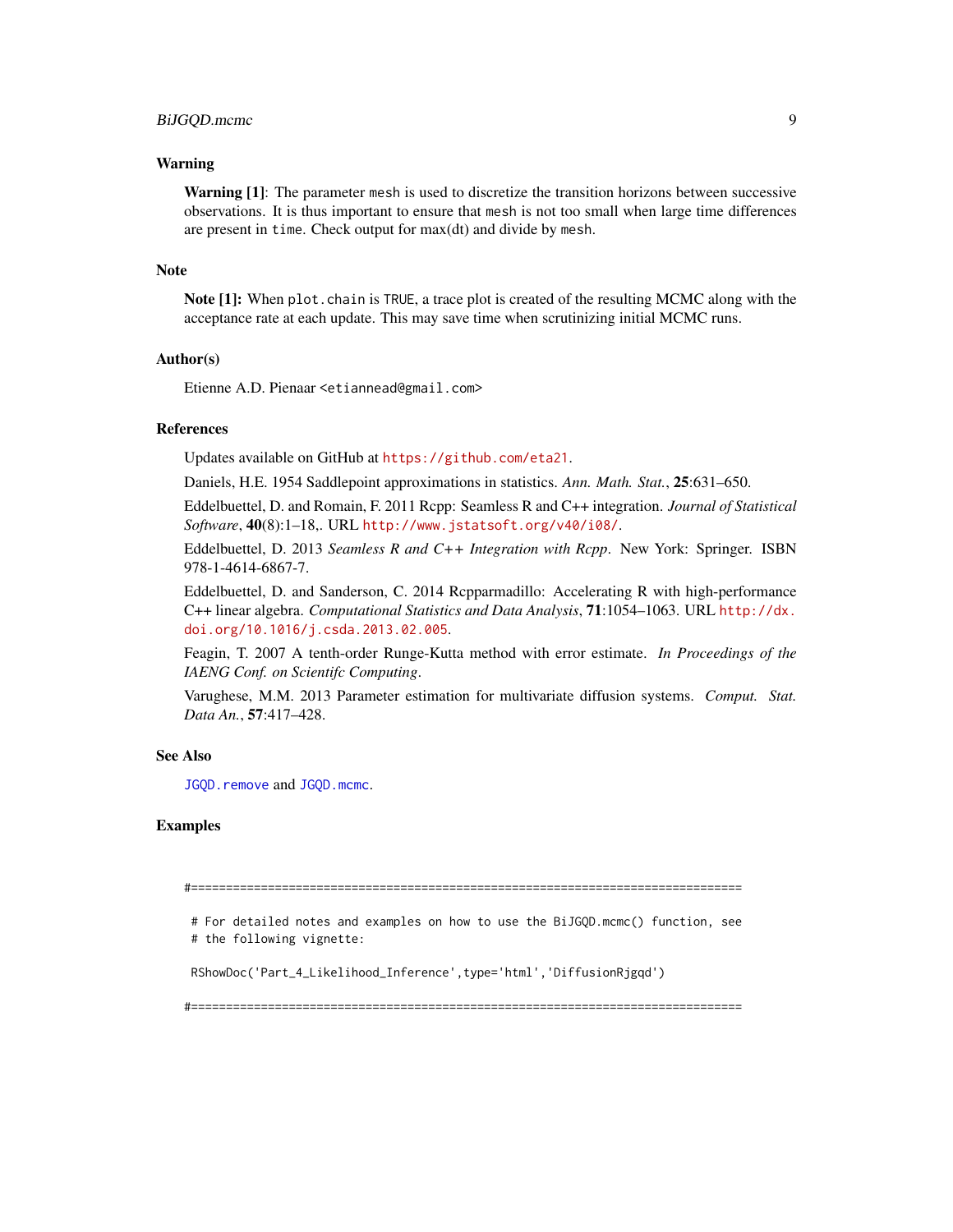## Warning

**Warning [1]**: The parameter `mesh` is used to discretize the transition horizons between successive observations. It is thus important to ensure that `mesh` is not too small when large time differences are present in `time`. Check output for max(dt) and divide by `mesh`.

## Note

**Note [1]:** When `plot.chain` is `TRUE`, a trace plot is created of the resulting MCMC along with the acceptance rate at each update. This may save time when scrutinizing initial MCMC runs.

## Author(s)

Etienne A.D. Pienaar <etiannead@gmail.com>

## References

Updates available on GitHub at https://github.com/eta21.

Daniels, H.E. 1954 Saddlepoint approximations in statistics. *Ann. Math. Stat.*, **25**:631–650.

Eddelbuettel, D. and Romain, F. 2011 Rcpp: Seamless R and C++ integration. *Journal of Statistical Software*, **40**(8):1–18,. URL http://www.jstatsoft.org/v40/i08/.

Eddelbuettel, D. 2013 *Seamless R and C++ Integration with Rcpp*. New York: Springer. ISBN 978-1-4614-6867-7.

Eddelbuettel, D. and Sanderson, C. 2014 Rcpparmadillo: Accelerating R with high-performance C++ linear algebra. *Computational Statistics and Data Analysis*, **71**:1054–1063. URL http://dx.doi.org/10.1016/j.csda.2013.02.005.

Feagin, T. 2007 A tenth-order Runge-Kutta method with error estimate. *In Proceedings of the IAENG Conf. on Scientifc Computing*.

Varughese, M.M. 2013 Parameter estimation for multivariate diffusion systems. *Comput. Stat. Data An.*, **57**:417–428.

## See Also

`JGQD.remove` and `JGQD.mcmc`.

## Examples

```
#===============================================================================

 # For detailed notes and examples on how to use the BiJGQD.mcmc() function, see
 # the following vignette:

 RShowDoc('Part_4_Likelihood_Inference',type='html','DiffusionRjgqd')

#===============================================================================
```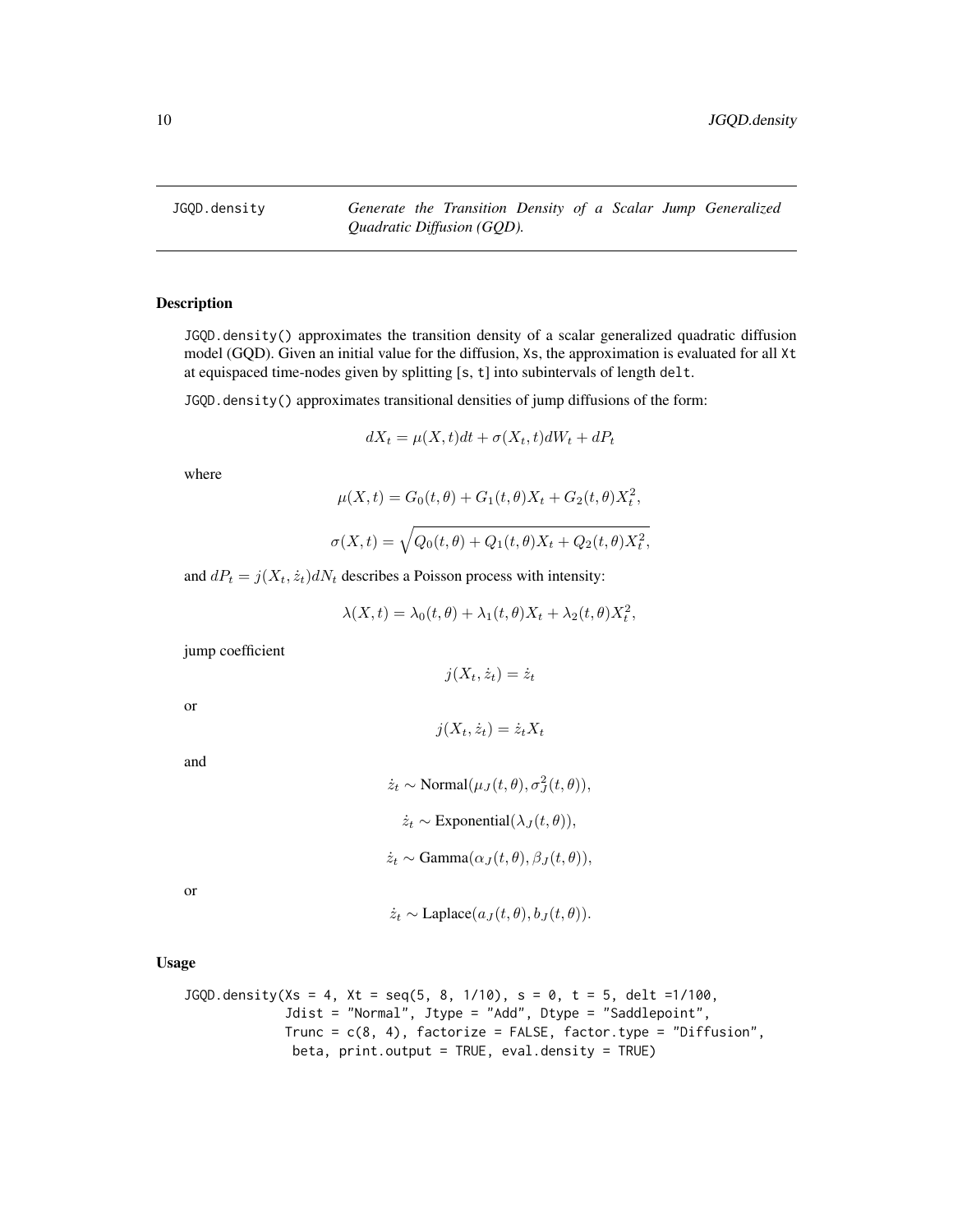JGQD.density *Generate the Transition Density of a Scalar Jump Generalized Quadratic Diffusion (GQD).*

## Description

JGQD.density() approximates the transition density of a scalar generalized quadratic diffusion model (GQD). Given an initial value for the diffusion, Xs, the approximation is evaluated for all Xt at equispaced time-nodes given by splitting [s, t] into subintervals of length delt.

JGQD.density() approximates transitional densities of jump diffusions of the form:

$$dX_t = \mu(X,t)dt + \sigma(X_t,t)dW_t + dP_t$$

where

$$\mu(X,t) = G_0(t,\theta) + G_1(t,\theta)X_t + G_2(t,\theta)X_t^2,$$

$$\sigma(X,t) = \sqrt{Q_0(t,\theta) + Q_1(t,\theta)X_t + Q_2(t,\theta)X_t^2},$$

and $dP_t = j(X_t, \dot{z}_t)dN_t$ describes a Poisson process with intensity:

$$\lambda(X,t) = \lambda_0(t,\theta) + \lambda_1(t,\theta)X_t + \lambda_2(t,\theta)X_t^2,$$

jump coefficient

$$j(X_t, \dot{z}_t) = \dot{z}_t$$

or

$$j(X_t, \dot{z}_t) = \dot{z}_t X_t$$

and

$$\dot{z}_t \sim \text{Normal}(\mu_J(t,\theta), \sigma_J^2(t,\theta)),$$

$$\dot{z}_t \sim \text{Exponential}(\lambda_J(t,\theta)),$$

$$\dot{z}_t \sim \text{Gamma}(\alpha_J(t,\theta), \beta_J(t,\theta)),$$

or

$$\dot{z}_t \sim \text{Laplace}(a_J(t,\theta), b_J(t,\theta)).$$

## Usage

```
JGQD.density(Xs = 4, Xt = seq(5, 8, 1/10), s = 0, t = 5, delt =1/100,
             Jdist = "Normal", Jtype = "Add", Dtype = "Saddlepoint",
             Trunc = c(8, 4), factorize = FALSE, factor.type = "Diffusion",
              beta, print.output = TRUE, eval.density = TRUE)
```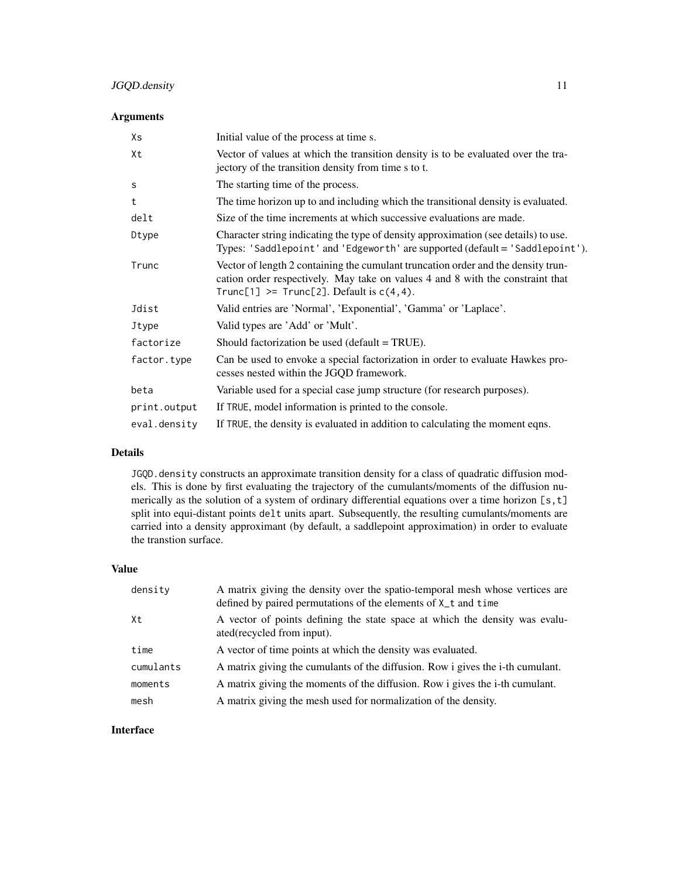## Arguments

| | |
|---|---|
| `Xs` | Initial value of the process at time s. |
| `Xt` | Vector of values at which the transition density is to be evaluated over the trajectory of the transition density from time s to t. |
| `s` | The starting time of the process. |
| `t` | The time horizon up to and including which the transitional density is evaluated. |
| `delt` | Size of the time increments at which successive evaluations are made. |
| `Dtype` | Character string indicating the type of density approximation (see details) to use. Types: `'Saddlepoint'` and `'Edgeworth'` are supported (default = `'Saddlepoint'`). |
| `Trunc` | Vector of length 2 containing the cumulant truncation order and the density truncation order respectively. May take on values 4 and 8 with the constraint that `Trunc[1] >= Trunc[2]`. Default is `c(4,4)`. |
| `Jdist` | Valid entries are 'Normal', 'Exponential', 'Gamma' or 'Laplace'. |
| `Jtype` | Valid types are 'Add' or 'Mult'. |
| `factorize` | Should factorization be used (default = TRUE). |
| `factor.type` | Can be used to envoke a special factorization in order to evaluate Hawkes processes nested within the JGQD framework. |
| `beta` | Variable used for a special case jump structure (for research purposes). |
| `print.output` | If `TRUE`, model information is printed to the console. |
| `eval.density` | If `TRUE`, the density is evaluated in addition to calculating the moment eqns. |

## Details

`JGQD.density` constructs an approximate transition density for a class of quadratic diffusion models. This is done by first evaluating the trajectory of the cumulants/moments of the diffusion numerically as the solution of a system of ordinary differential equations over a time horizon `[s,t]` split into equi-distant points `delt` units apart. Subsequently, the resulting cumulants/moments are carried into a density approximant (by default, a saddlepoint approximation) in order to evaluate the transtion surface.

## Value

| | |
|---|---|
| `density` | A matrix giving the density over the spatio-temporal mesh whose vertices are defined by paired permutations of the elements of `X_t` and `time` |
| `Xt` | A vector of points defining the state space at which the density was evaluated(recycled from input). |
| `time` | A vector of time points at which the density was evaluated. |
| `cumulants` | A matrix giving the cumulants of the diffusion. Row i gives the i-th cumulant. |
| `moments` | A matrix giving the moments of the diffusion. Row i gives the i-th cumulant. |
| `mesh` | A matrix giving the mesh used for normalization of the density. |

## Interface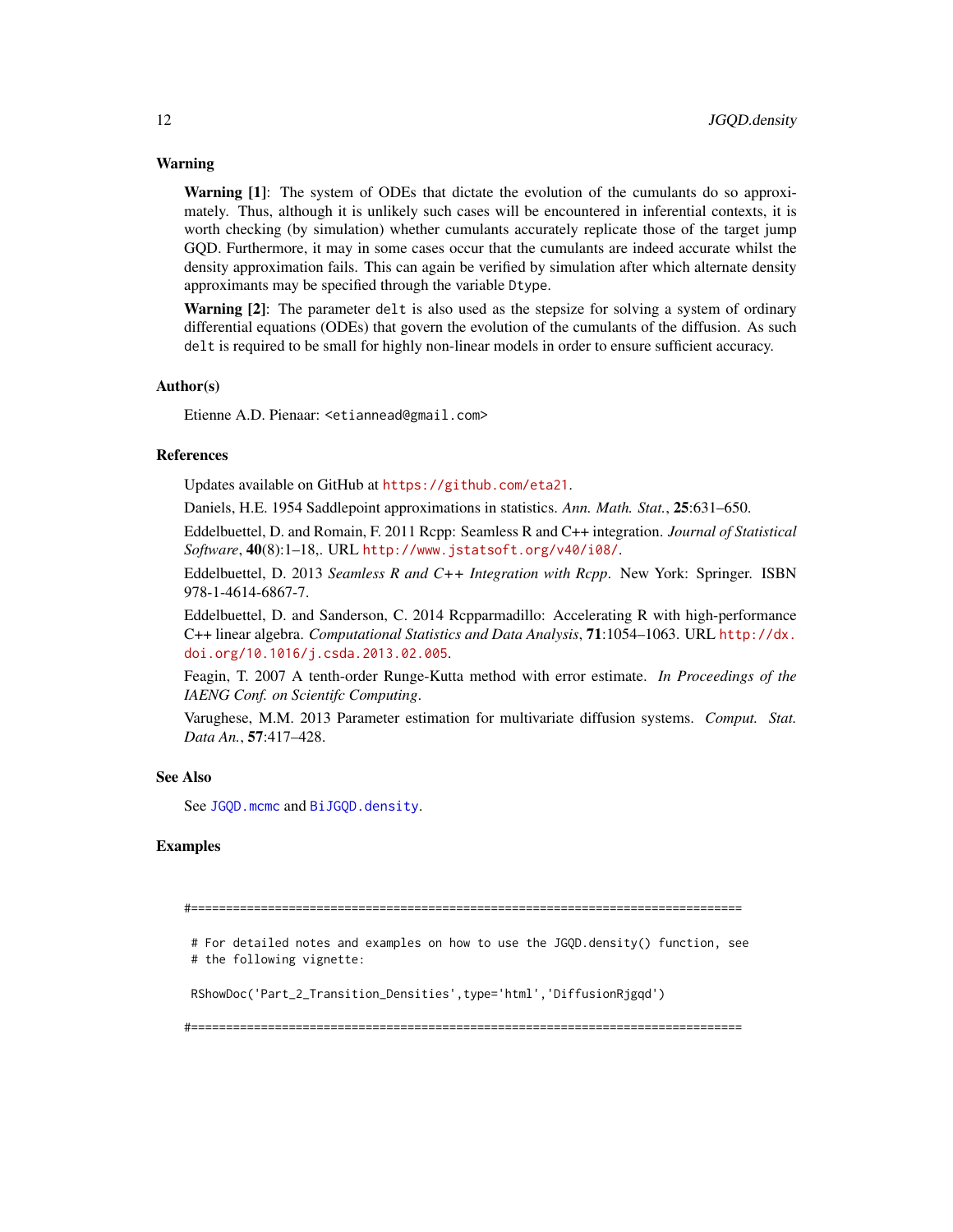### Warning

**Warning [1]**: The system of ODEs that dictate the evolution of the cumulants do so approximately. Thus, although it is unlikely such cases will be encountered in inferential contexts, it is worth checking (by simulation) whether cumulants accurately replicate those of the target jump GQD. Furthermore, it may in some cases occur that the cumulants are indeed accurate whilst the density approximation fails. This can again be verified by simulation after which alternate density approximants may be specified through the variable `Dtype`.

**Warning [2]**: The parameter `delt` is also used as the stepsize for solving a system of ordinary differential equations (ODEs) that govern the evolution of the cumulants of the diffusion. As such `delt` is required to be small for highly non-linear models in order to ensure sufficient accuracy.

### Author(s)

Etienne A.D. Pienaar: `<etiannead@gmail.com>`

### References

Updates available on GitHub at https://github.com/eta21.

Daniels, H.E. 1954 Saddlepoint approximations in statistics. *Ann. Math. Stat.*, **25**:631–650.

Eddelbuettel, D. and Romain, F. 2011 Rcpp: Seamless R and C++ integration. *Journal of Statistical Software*, **40**(8):1–18,. URL http://www.jstatsoft.org/v40/i08/.

Eddelbuettel, D. 2013 *Seamless R and C++ Integration with Rcpp*. New York: Springer. ISBN 978-1-4614-6867-7.

Eddelbuettel, D. and Sanderson, C. 2014 Rcpparmadillo: Accelerating R with high-performance C++ linear algebra. *Computational Statistics and Data Analysis*, **71**:1054–1063. URL http://dx.doi.org/10.1016/j.csda.2013.02.005.

Feagin, T. 2007 A tenth-order Runge-Kutta method with error estimate. *In Proceedings of the IAENG Conf. on Scientifc Computing*.

Varughese, M.M. 2013 Parameter estimation for multivariate diffusion systems. *Comput. Stat. Data An.*, **57**:417–428.

### See Also

See `JGQD.mcmc` and `BiJGQD.density`.

### Examples

```
#===============================================================================

 # For detailed notes and examples on how to use the JGQD.density() function, see
 # the following vignette:

 RShowDoc('Part_2_Transition_Densities',type='html','DiffusionRjgqd')

#===============================================================================
```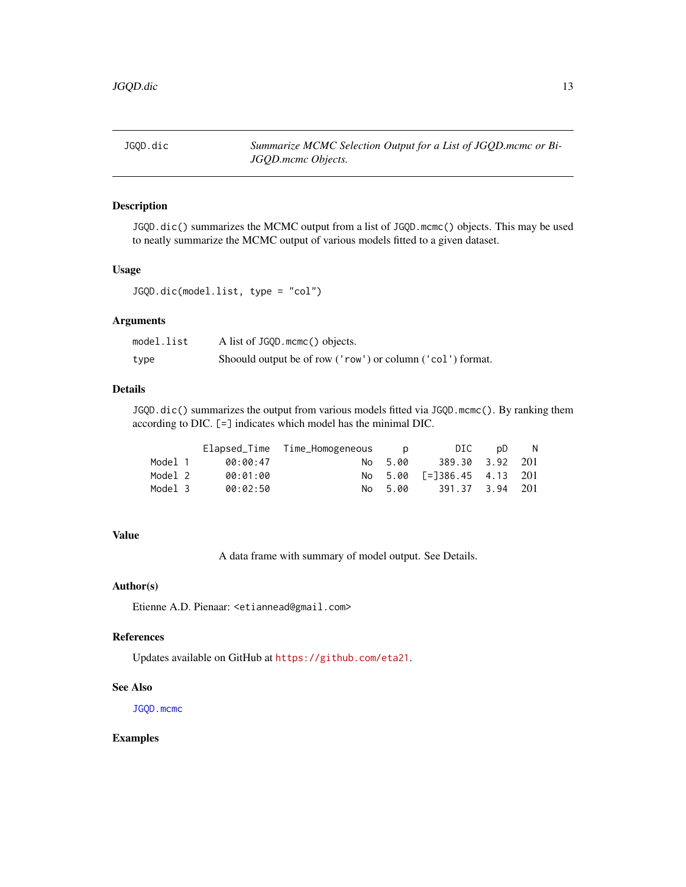JGQD.dic *Summarize MCMC Selection Output for a List of JGQD.mcmc or BiJGQD.mcmc Objects.*

## Description

`JGQD.dic()` summarizes the MCMC output from a list of `JGQD.mcmc()` objects. This may be used to neatly summarize the MCMC output of various models fitted to a given dataset.

## Usage

```
JGQD.dic(model.list, type = "col")
```

## Arguments

| | |
|---|---|
| `model.list` | A list of `JGQD.mcmc()` objects. |
| `type` | Shoould output be of row (`'row'`) or column (`'col'`) format. |

## Details

`JGQD.dic()` summarizes the output from various models fitted via `JGQD.mcmc()`. By ranking them according to DIC. `[=]` indicates which model has the minimal DIC.

```
          Elapsed_Time  Time_Homogeneous     p        DIC     pD    N
 Model 1      00:00:47                No  5.00     389.30   3.92  201
 Model 2      00:01:00                No  5.00  [=]386.45   4.13  201
 Model 3      00:02:50                No  5.00     391.37   3.94  201
```

## Value

A data frame with summary of model output. See Details.

## Author(s)

Etienne A.D. Pienaar: `<etiannead@gmail.com>`

## References

Updates available on GitHub at https://github.com/eta21.

## See Also

`JGQD.mcmc`

## Examples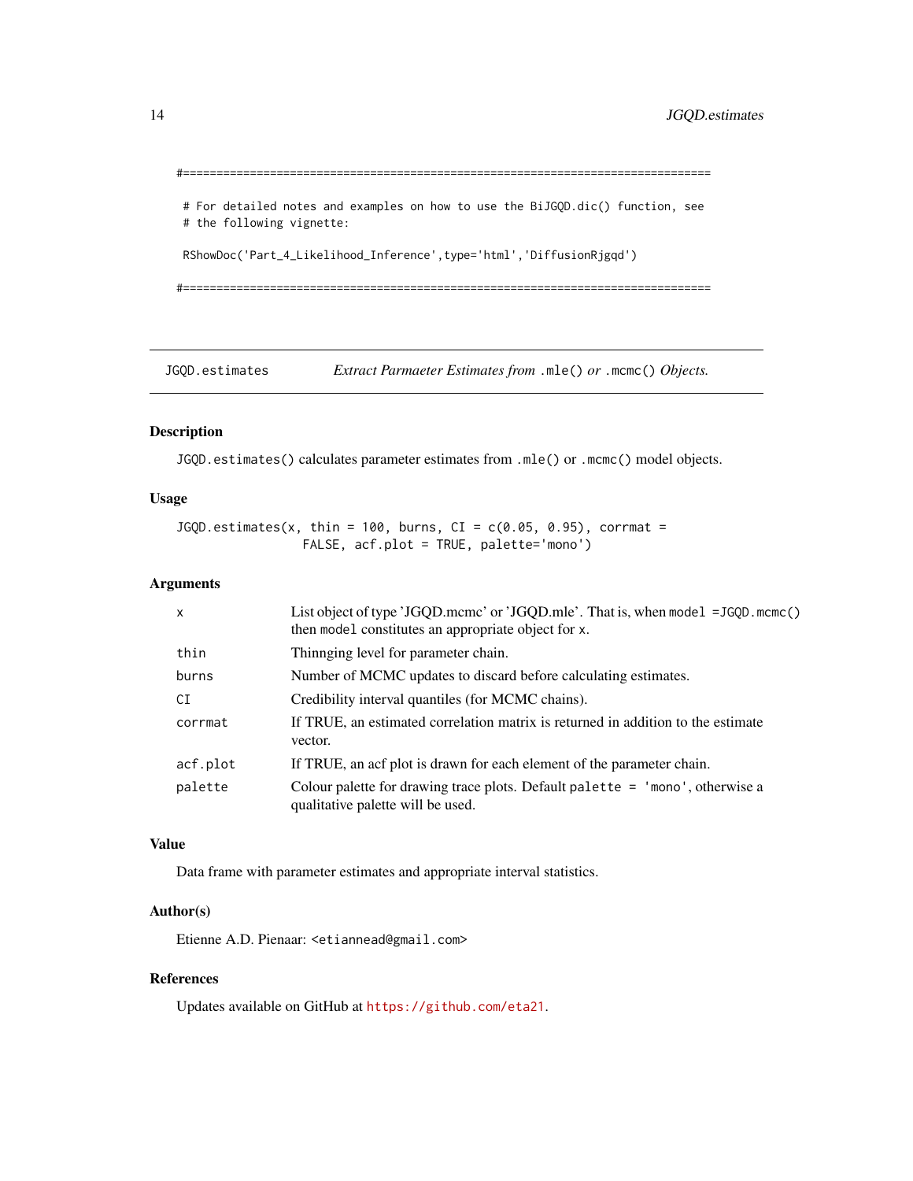```
#===============================================================================

 # For detailed notes and examples on how to use the BiJGQD.dic() function, see
 # the following vignette:

 RShowDoc('Part_4_Likelihood_Inference',type='html','DiffusionRjgqd')

#===============================================================================
```

---

## JGQD.estimates — *Extract Parmaeter Estimates from* `.mle()` *or* `.mcmc()` *Objects.*

---

### Description

`JGQD.estimates()` calculates parameter estimates from `.mle()` or `.mcmc()` model objects.

### Usage

```
JGQD.estimates(x, thin = 100, burns, CI = c(0.05, 0.95), corrmat =
                 FALSE, acf.plot = TRUE, palette='mono')
```

### Arguments

| | |
|---|---|
| `x` | List object of type 'JGQD.mcmc' or 'JGQD.mle'. That is, when `model =JGQD.mcmc()` then `model` constitutes an appropriate object for `x`. |
| `thin` | Thinnging level for parameter chain. |
| `burns` | Number of MCMC updates to discard before calculating estimates. |
| `CI` | Credibility interval quantiles (for MCMC chains). |
| `corrmat` | If TRUE, an estimated correlation matrix is returned in addition to the estimate vector. |
| `acf.plot` | If TRUE, an acf plot is drawn for each element of the parameter chain. |
| `palette` | Colour palette for drawing trace plots. Default `palette = 'mono'`, otherwise a qualitative palette will be used. |

### Value

Data frame with parameter estimates and appropriate interval statistics.

### Author(s)

Etienne A.D. Pienaar: `<etiannead@gmail.com>`

### References

Updates available on GitHub at https://github.com/eta21.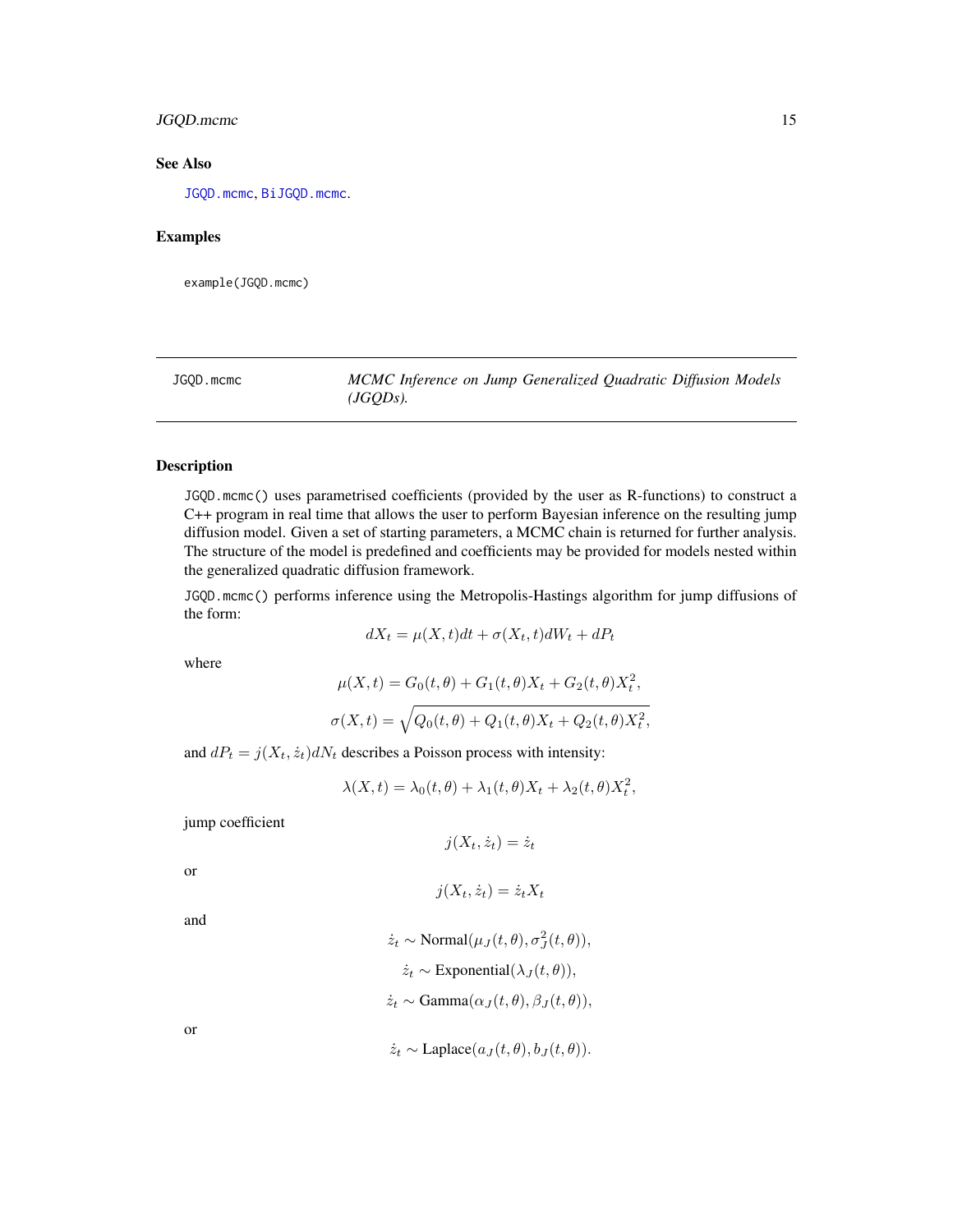### See Also

JGQD.mcmc, BiJGQD.mcmc.

### Examples

```
example(JGQD.mcmc)
```

---

## JGQD.mcmc — *MCMC Inference on Jump Generalized Quadratic Diffusion Models (JGQDs).*

---

### Description

JGQD.mcmc() uses parametrised coefficients (provided by the user as R-functions) to construct a C++ program in real time that allows the user to perform Bayesian inference on the resulting jump diffusion model. Given a set of starting parameters, a MCMC chain is returned for further analysis. The structure of the model is predefined and coefficients may be provided for models nested within the generalized quadratic diffusion framework.

JGQD.mcmc() performs inference using the Metropolis-Hastings algorithm for jump diffusions of the form:

$$dX_t = \mu(X,t)dt + \sigma(X_t,t)dW_t + dP_t$$

where

$$\mu(X,t) = G_0(t,\theta) + G_1(t,\theta)X_t + G_2(t,\theta)X_t^2,$$

$$\sigma(X,t) = \sqrt{Q_0(t,\theta) + Q_1(t,\theta)X_t + Q_2(t,\theta)X_t^2},$$

and $dP_t = j(X_t, \dot{z}_t)dN_t$ describes a Poisson process with intensity:

$$\lambda(X,t) = \lambda_0(t,\theta) + \lambda_1(t,\theta)X_t + \lambda_2(t,\theta)X_t^2,$$

jump coefficient

$$j(X_t, \dot{z}_t) = \dot{z}_t$$

or

$$j(X_t, \dot{z}_t) = \dot{z}_t X_t$$

and

$$\dot{z}_t \sim \text{Normal}(\mu_J(t,\theta), \sigma_J^2(t,\theta)),$$

$$\dot{z}_t \sim \text{Exponential}(\lambda_J(t,\theta)),$$

$$\dot{z}_t \sim \text{Gamma}(\alpha_J(t,\theta), \beta_J(t,\theta)),$$

or

$$\dot{z}_t \sim \text{Laplace}(a_J(t,\theta), b_J(t,\theta)).$$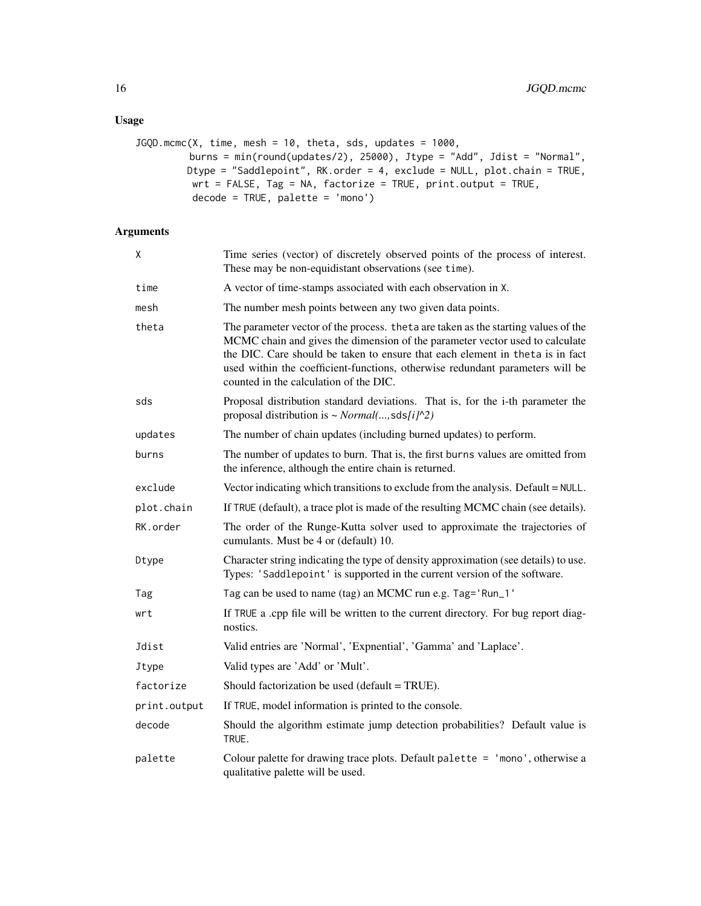## Usage

```
JGQD.mcmc(X, time, mesh = 10, theta, sds, updates = 1000,
         burns = min(round(updates/2), 25000), Jtype = "Add", Jdist = "Normal",
         Dtype = "Saddlepoint", RK.order = 4, exclude = NULL, plot.chain = TRUE,
          wrt = FALSE, Tag = NA, factorize = TRUE, print.output = TRUE,
          decode = TRUE, palette = 'mono')
```

## Arguments

| | |
|---|---|
| X | Time series (vector) of discretely observed points of the process of interest. These may be non-equidistant observations (see `time`). |
| time | A vector of time-stamps associated with each observation in X. |
| mesh | The number mesh points between any two given data points. |
| theta | The parameter vector of the process. `theta` are taken as the starting values of the MCMC chain and gives the dimension of the parameter vector used to calculate the DIC. Care should be taken to ensure that each element in `theta` is in fact used within the coefficient-functions, otherwise redundant parameters will be counted in the calculation of the DIC. |
| sds | Proposal distribution standard deviations. That is, for the i-th parameter the proposal distribution is ~ *Normal(...,*`sds`*[i]^2)* |
| updates | The number of chain updates (including burned updates) to perform. |
| burns | The number of updates to burn. That is, the first `burns` values are omitted from the inference, although the entire chain is returned. |
| exclude | Vector indicating which transitions to exclude from the analysis. Default = `NULL`. |
| plot.chain | If `TRUE` (default), a trace plot is made of the resulting MCMC chain (see details). |
| RK.order | The order of the Runge-Kutta solver used to approximate the trajectories of cumulants. Must be 4 or (default) 10. |
| Dtype | Character string indicating the type of density approximation (see details) to use. Types: `'Saddlepoint'` is supported in the current version of the software. |
| Tag | `Tag` can be used to name (tag) an MCMC run e.g. `Tag='Run_1'` |
| wrt | If `TRUE` a .cpp file will be written to the current directory. For bug report diagnostics. |
| Jdist | Valid entries are 'Normal', 'Expnential', 'Gamma' and 'Laplace'. |
| Jtype | Valid types are 'Add' or 'Mult'. |
| factorize | Should factorization be used (default = TRUE). |
| print.output | If `TRUE`, model information is printed to the console. |
| decode | Should the algorithm estimate jump detection probabilities? Default value is `TRUE`. |
| palette | Colour palette for drawing trace plots. Default `palette = 'mono'`, otherwise a qualitative palette will be used. |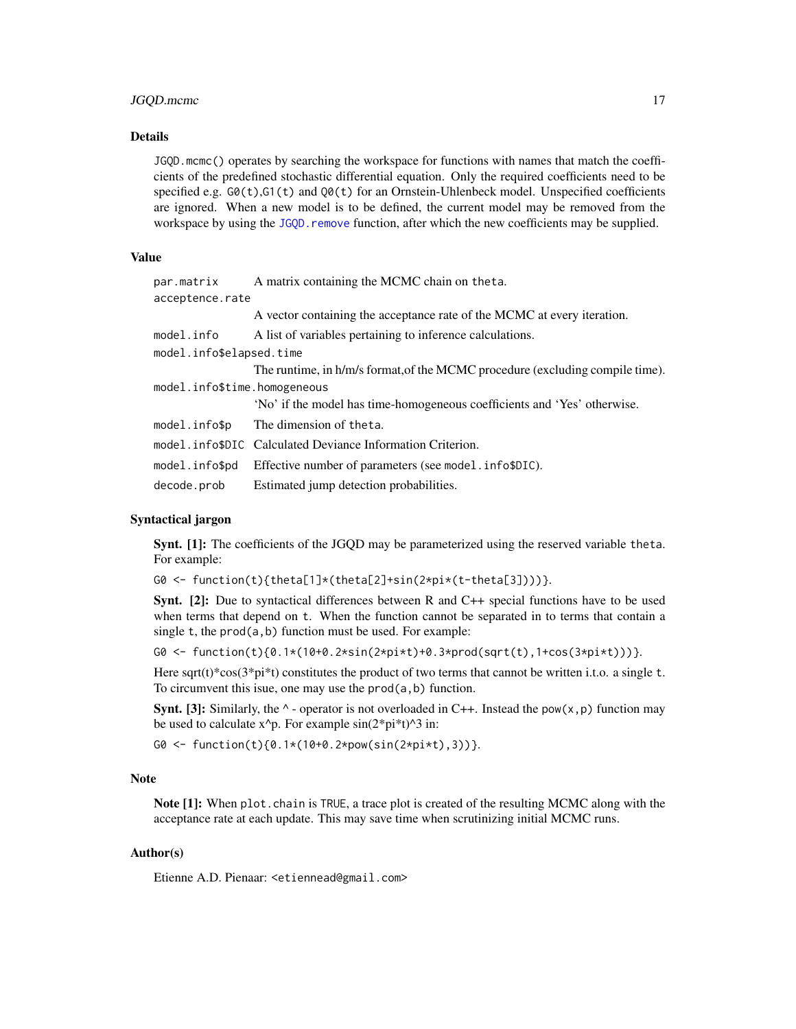### Details

JGQD.mcmc() operates by searching the workspace for functions with names that match the coefficients of the predefined stochastic differential equation. Only the required coefficients need to be specified e.g. G0(t),G1(t) and Q0(t) for an Ornstein-Uhlenbeck model. Unspecified coefficients are ignored. When a new model is to be defined, the current model may be removed from the workspace by using the JGQD.remove function, after which the new coefficients may be supplied.

### Value

| | |
|---|---|
| par.matrix | A matrix containing the MCMC chain on theta. |
| acceptence.rate | A vector containing the acceptance rate of the MCMC at every iteration. |
| model.info | A list of variables pertaining to inference calculations. |
| model.info$elapsed.time | The runtime, in h/m/s format,of the MCMC procedure (excluding compile time). |
| model.info$time.homogeneous | 'No' if the model has time-homogeneous coefficients and 'Yes' otherwise. |
| model.info$p | The dimension of theta. |
| model.info$DIC | Calculated Deviance Information Criterion. |
| model.info$pd | Effective number of parameters (see model.info$DIC). |
| decode.prob | Estimated jump detection probabilities. |

### Syntactical jargon

**Synt. [1]:** The coefficients of the JGQD may be parameterized using the reserved variable theta. For example:

```
G0 <- function(t){theta[1]*(theta[2]+sin(2*pi*(t-theta[3])))}.
```

**Synt. [2]:** Due to syntactical differences between R and C++ special functions have to be used when terms that depend on t. When the function cannot be separated in to terms that contain a single t, the prod(a,b) function must be used. For example:

```
G0 <- function(t){0.1*(10+0.2*sin(2*pi*t)+0.3*prod(sqrt(t),1+cos(3*pi*t)))}.
```

Here sqrt(t)*cos(3*pi*t) constitutes the product of two terms that cannot be written i.t.o. a single t. To circumvent this isue, one may use the prod(a,b) function.

**Synt. [3]:** Similarly, the ^ - operator is not overloaded in C++. Instead the pow(x,p) function may be used to calculate x^p. For example sin(2*pi*t)^3 in:

```
G0 <- function(t){0.1*(10+0.2*pow(sin(2*pi*t),3))}.
```

### Note

**Note [1]:** When plot.chain is TRUE, a trace plot is created of the resulting MCMC along with the acceptance rate at each update. This may save time when scrutinizing initial MCMC runs.

### Author(s)

Etienne A.D. Pienaar: <etiennead@gmail.com>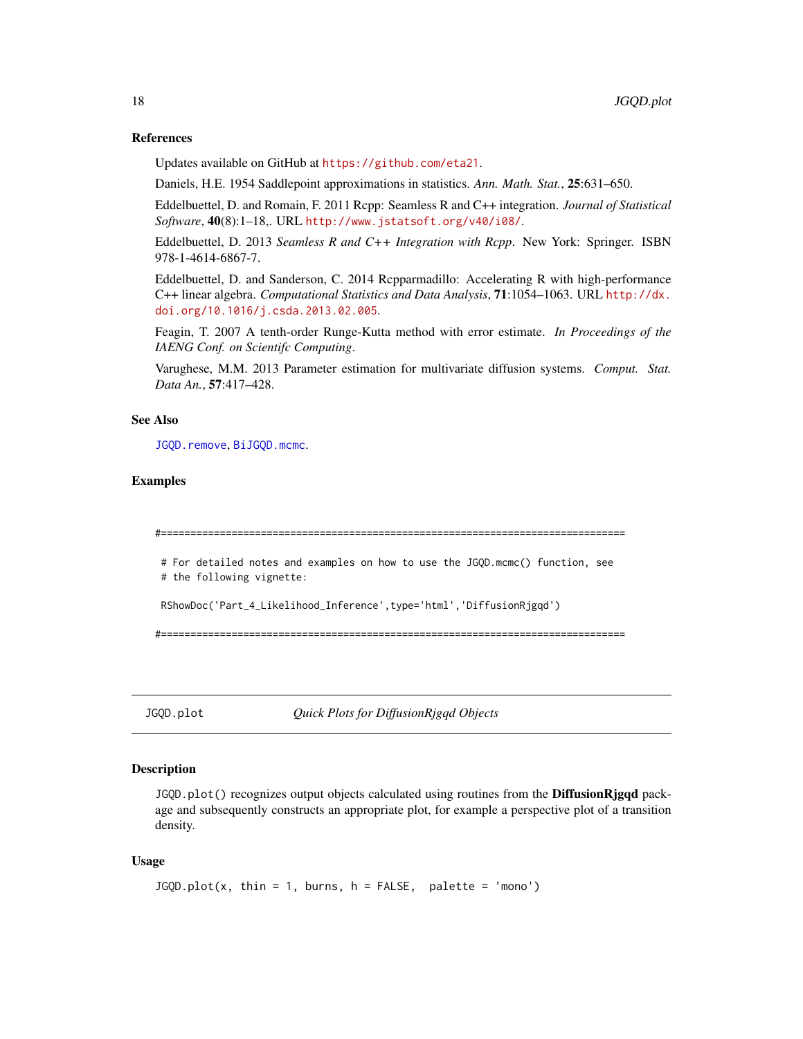### References

Updates available on GitHub at https://github.com/eta21.

Daniels, H.E. 1954 Saddlepoint approximations in statistics. *Ann. Math. Stat.*, **25**:631–650.

Eddelbuettel, D. and Romain, F. 2011 Rcpp: Seamless R and C++ integration. *Journal of Statistical Software*, **40**(8):1–18,. URL http://www.jstatsoft.org/v40/i08/.

Eddelbuettel, D. 2013 *Seamless R and C++ Integration with Rcpp*. New York: Springer. ISBN 978-1-4614-6867-7.

Eddelbuettel, D. and Sanderson, C. 2014 Rcpparmadillo: Accelerating R with high-performance C++ linear algebra. *Computational Statistics and Data Analysis*, **71**:1054–1063. URL http://dx.doi.org/10.1016/j.csda.2013.02.005.

Feagin, T. 2007 A tenth-order Runge-Kutta method with error estimate. *In Proceedings of the IAENG Conf. on Scientifc Computing*.

Varughese, M.M. 2013 Parameter estimation for multivariate diffusion systems. *Comput. Stat. Data An.*, **57**:417–428.

### See Also

JGQD.remove, BiJGQD.mcmc.

### Examples

```
#===============================================================================

 # For detailed notes and examples on how to use the JGQD.mcmc() function, see
 # the following vignette:

 RShowDoc('Part_4_Likelihood_Inference',type='html','DiffusionRjgqd')

#===============================================================================
```

---

## JGQD.plot — *Quick Plots for DiffusionRjgqd Objects*

---

### Description

JGQD.plot() recognizes output objects calculated using routines from the **DiffusionRjgqd** package and subsequently constructs an appropriate plot, for example a perspective plot of a transition density.

### Usage

```
JGQD.plot(x, thin = 1, burns, h = FALSE,  palette = 'mono')
```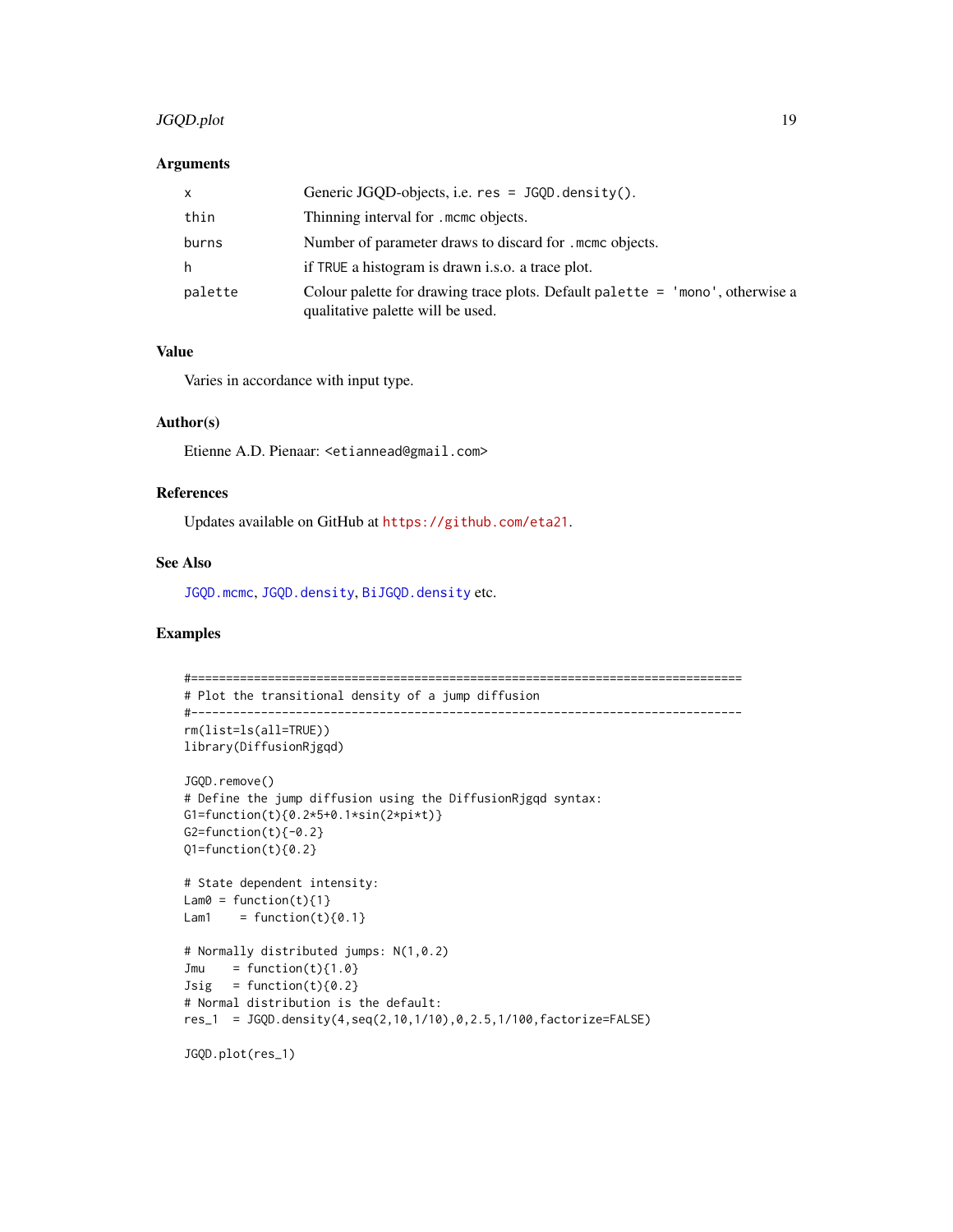## Arguments

| | |
|---|---|
| x | Generic JGQD-objects, i.e. `res = JGQD.density()`. |
| thin | Thinning interval for `.mcmc` objects. |
| burns | Number of parameter draws to discard for `.mcmc` objects. |
| h | if `TRUE` a histogram is drawn i.s.o. a trace plot. |
| palette | Colour palette for drawing trace plots. Default `palette = 'mono'`, otherwise a qualitative palette will be used. |

## Value

Varies in accordance with input type.

## Author(s)

Etienne A.D. Pienaar: <etiannead@gmail.com>

## References

Updates available on GitHub at https://github.com/eta21.

## See Also

`JGQD.mcmc`, `JGQD.density`, `BiJGQD.density` etc.

## Examples

```
#===============================================================================
# Plot the transitional density of a jump diffusion
#-------------------------------------------------------------------------------
rm(list=ls(all=TRUE))
library(DiffusionRjgqd)

JGQD.remove()
# Define the jump diffusion using the DiffusionRjgqd syntax:
G1=function(t){0.2*5+0.1*sin(2*pi*t)}
G2=function(t){-0.2}
Q1=function(t){0.2}

# State dependent intensity:
Lam0 = function(t){1}
Lam1    = function(t){0.1}

# Normally distributed jumps: N(1,0.2)
Jmu    = function(t){1.0}
Jsig   = function(t){0.2}
# Normal distribution is the default:
res_1  = JGQD.density(4,seq(2,10,1/10),0,2.5,1/100,factorize=FALSE)

JGQD.plot(res_1)
```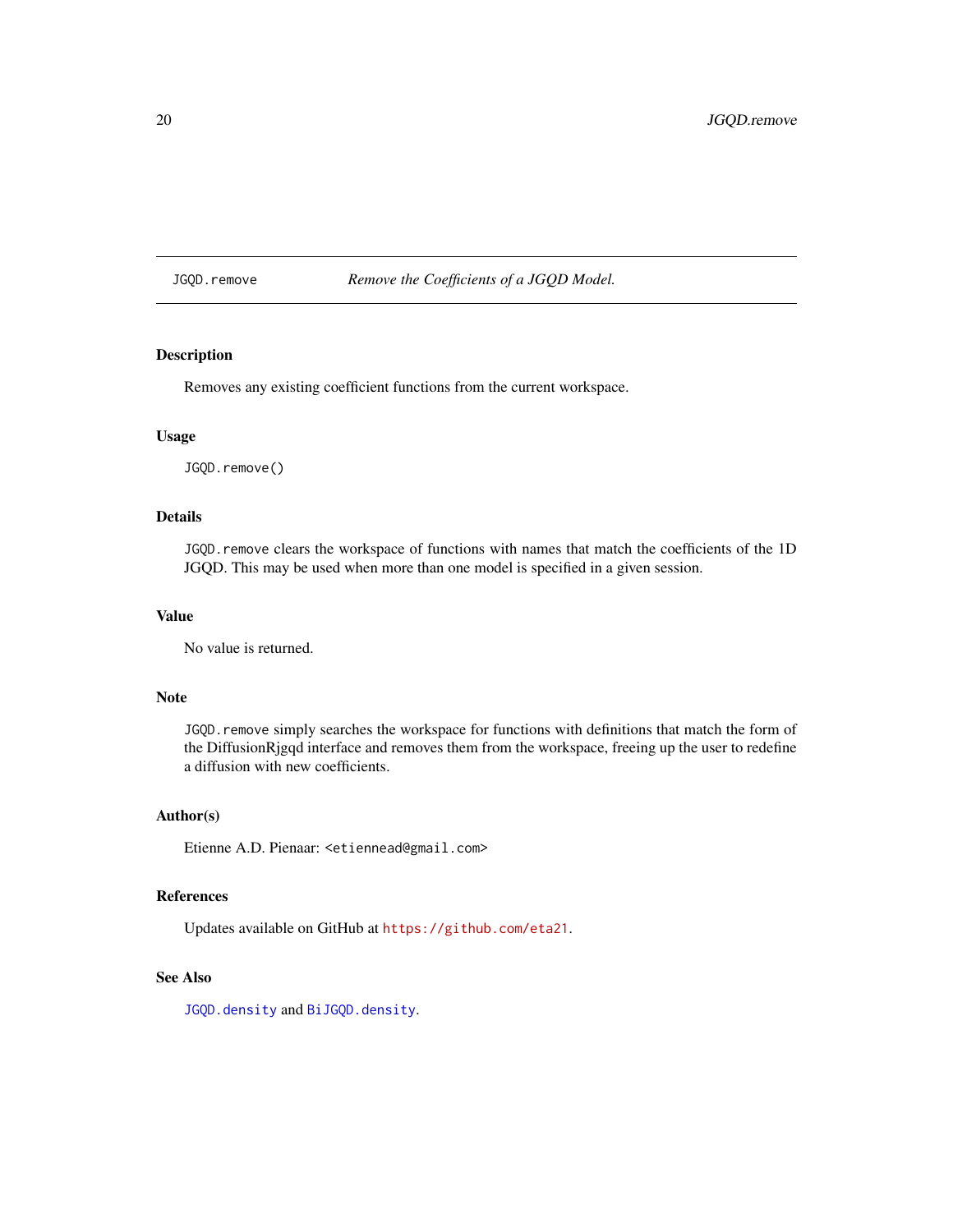## JGQD.remove — *Remove the Coefficients of a JGQD Model.*

### Description

Removes any existing coefficient functions from the current workspace.

### Usage

```
JGQD.remove()
```

### Details

`JGQD.remove` clears the workspace of functions with names that match the coefficients of the 1D JGQD. This may be used when more than one model is specified in a given session.

### Value

No value is returned.

### Note

`JGQD.remove` simply searches the workspace for functions with definitions that match the form of the DiffusionRjgqd interface and removes them from the workspace, freeing up the user to redefine a diffusion with new coefficients.

### Author(s)

Etienne A.D. Pienaar: <etiennead@gmail.com>

### References

Updates available on GitHub at https://github.com/eta21.

### See Also

`JGQD.density` and `BiJGQD.density`.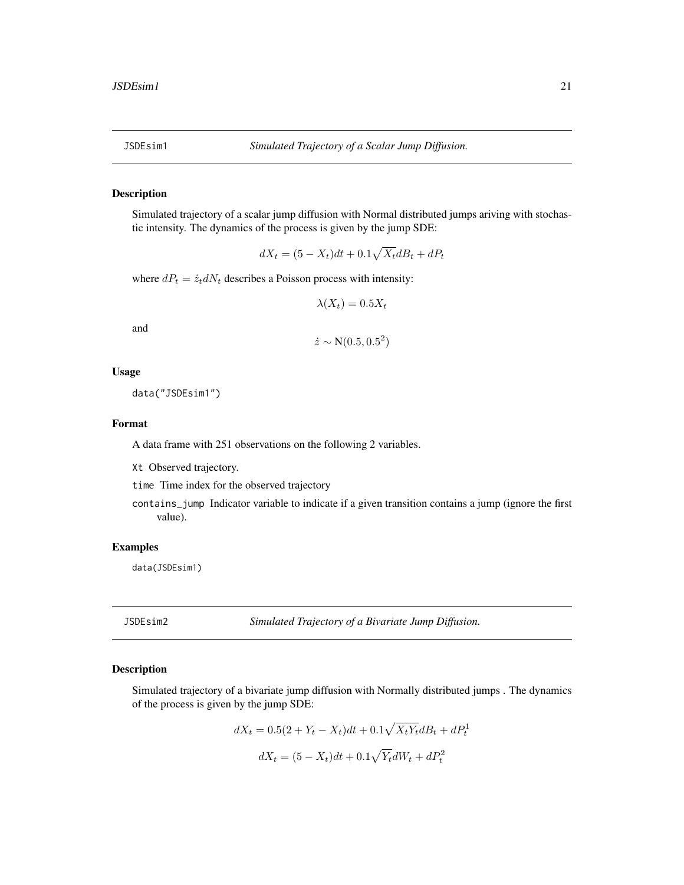## JSDEsim1 — *Simulated Trajectory of a Scalar Jump Diffusion.*

### Description

Simulated trajectory of a scalar jump diffusion with Normal distributed jumps ariving with stochastic intensity. The dynamics of the process is given by the jump SDE:

$$dX_t = (5 - X_t)dt + 0.1\sqrt{X_t}dB_t + dP_t$$

where $dP_t = \dot{z}_t dN_t$ describes a Poisson process with intensity:

$$\lambda(X_t) = 0.5X_t$$

and

$$\dot{z} \sim \text{N}(0.5, 0.5^2)$$

### Usage

```
data("JSDEsim1")
```

### Format

A data frame with 251 observations on the following 2 variables.

`Xt` Observed trajectory.

`time` Time index for the observed trajectory

`contains_jump` Indicator variable to indicate if a given transition contains a jump (ignore the first value).

### Examples

```
data(JSDEsim1)
```

## JSDEsim2 — *Simulated Trajectory of a Bivariate Jump Diffusion.*

### Description

Simulated trajectory of a bivariate jump diffusion with Normally distributed jumps . The dynamics of the process is given by the jump SDE:

$$dX_t = 0.5(2 + Y_t - X_t)dt + 0.1\sqrt{X_t Y_t}dB_t + dP_t^1$$

$$dX_t = (5 - X_t)dt + 0.1\sqrt{Y_t}dW_t + dP_t^2$$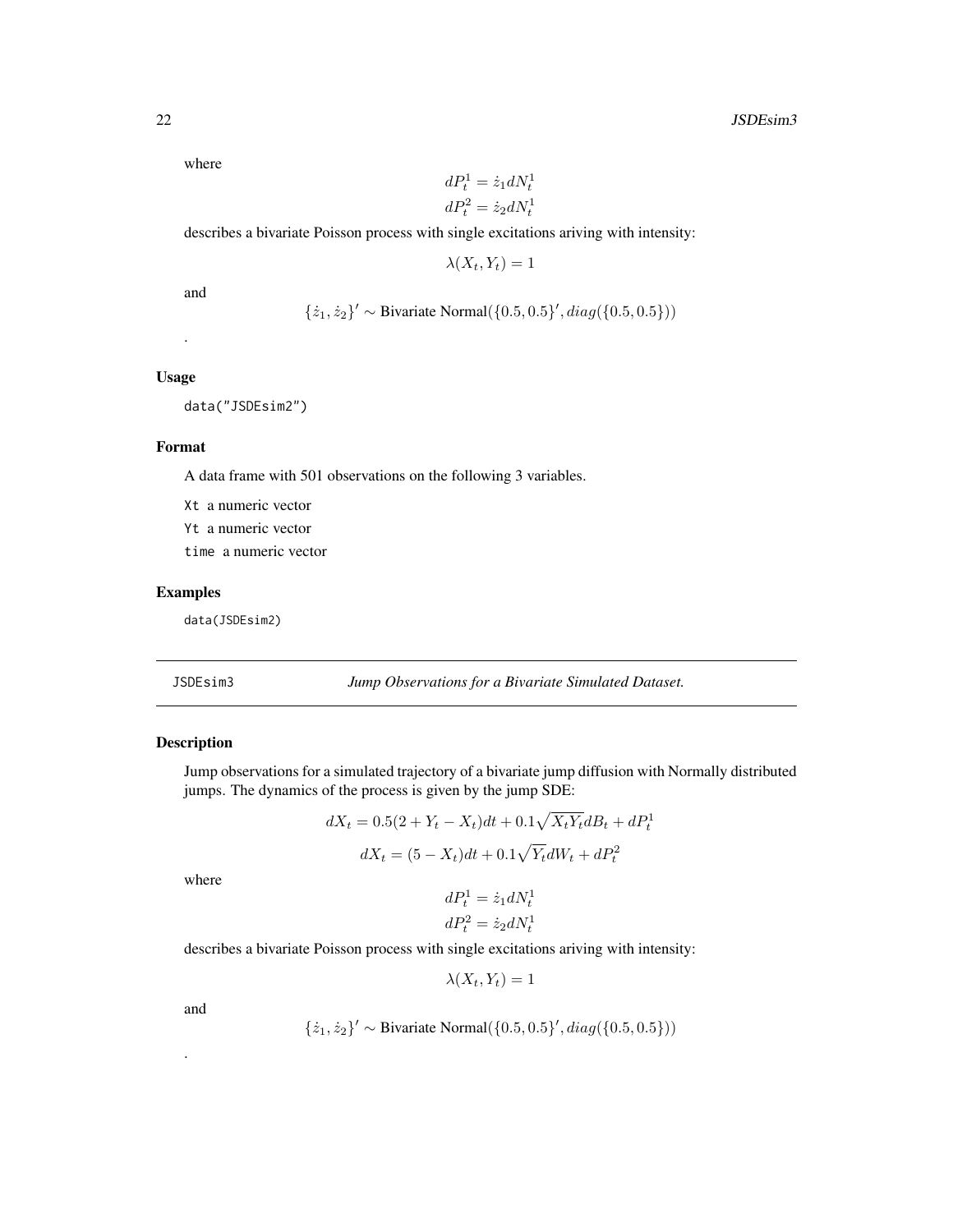where

$$dP_t^1 = \dot{z}_1 dN_t^1$$
$$dP_t^2 = \dot{z}_2 dN_t^1$$

describes a bivariate Poisson process with single excitations ariving with intensity:

$$\lambda(X_t, Y_t) = 1$$

and

$$\{\dot{z}_1, \dot{z}_2\}' \sim \text{Bivariate Normal}(\{0.5, 0.5\}', diag(\{0.5, 0.5\}))$$

.

### Usage

```
data("JSDEsim2")
```

### Format

A data frame with 501 observations on the following 3 variables.

Xt a numeric vector

Yt a numeric vector

time a numeric vector

### Examples

```
data(JSDEsim2)
```

---

## JSDEsim3 *Jump Observations for a Bivariate Simulated Dataset.*

---

### Description

Jump observations for a simulated trajectory of a bivariate jump diffusion with Normally distributed jumps. The dynamics of the process is given by the jump SDE:

$$dX_t = 0.5(2 + Y_t - X_t)dt + 0.1\sqrt{X_t Y_t}dB_t + dP_t^1$$

$$dX_t = (5 - X_t)dt + 0.1\sqrt{Y_t}dW_t + dP_t^2$$

where

$$dP_t^1 = \dot{z}_1 dN_t^1$$
$$dP_t^2 = \dot{z}_2 dN_t^1$$

describes a bivariate Poisson process with single excitations ariving with intensity:

$$\lambda(X_t, Y_t) = 1$$

and

$$\{\dot{z}_1, \dot{z}_2\}' \sim \text{Bivariate Normal}(\{0.5, 0.5\}', diag(\{0.5, 0.5\}))$$

.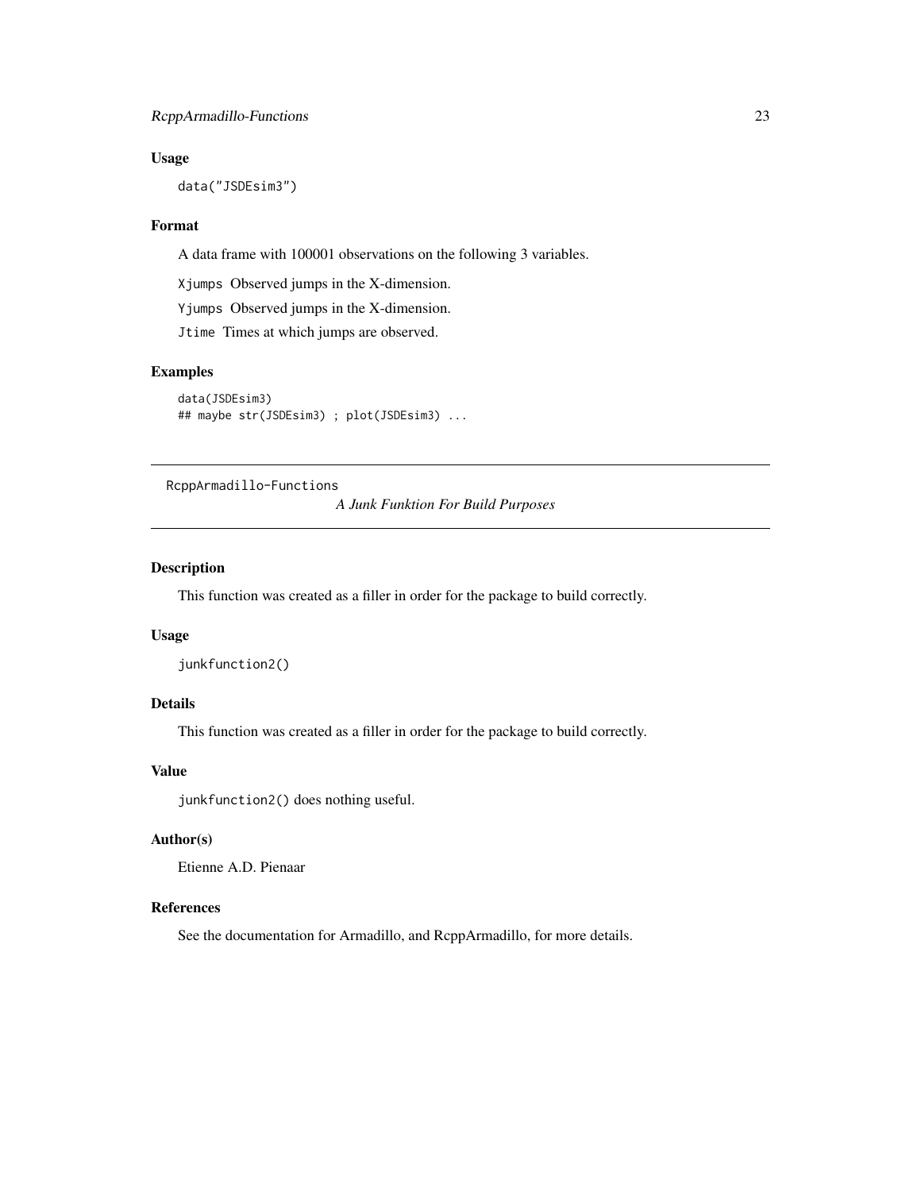### Usage

```
data("JSDEsim3")
```

### Format

A data frame with 100001 observations on the following 3 variables.

`Xjumps` Observed jumps in the X-dimension.

`Yjumps` Observed jumps in the X-dimension.

`Jtime` Times at which jumps are observed.

### Examples

```
data(JSDEsim3)
## maybe str(JSDEsim3) ; plot(JSDEsim3) ...
```

---

## RcppArmadillo-Functions — *A Junk Funktion For Build Purposes*

---

### Description

This function was created as a filler in order for the package to build correctly.

### Usage

```
junkfunction2()
```

### Details

This function was created as a filler in order for the package to build correctly.

### Value

`junkfunction2()` does nothing useful.

### Author(s)

Etienne A.D. Pienaar

### References

See the documentation for Armadillo, and RcppArmadillo, for more details.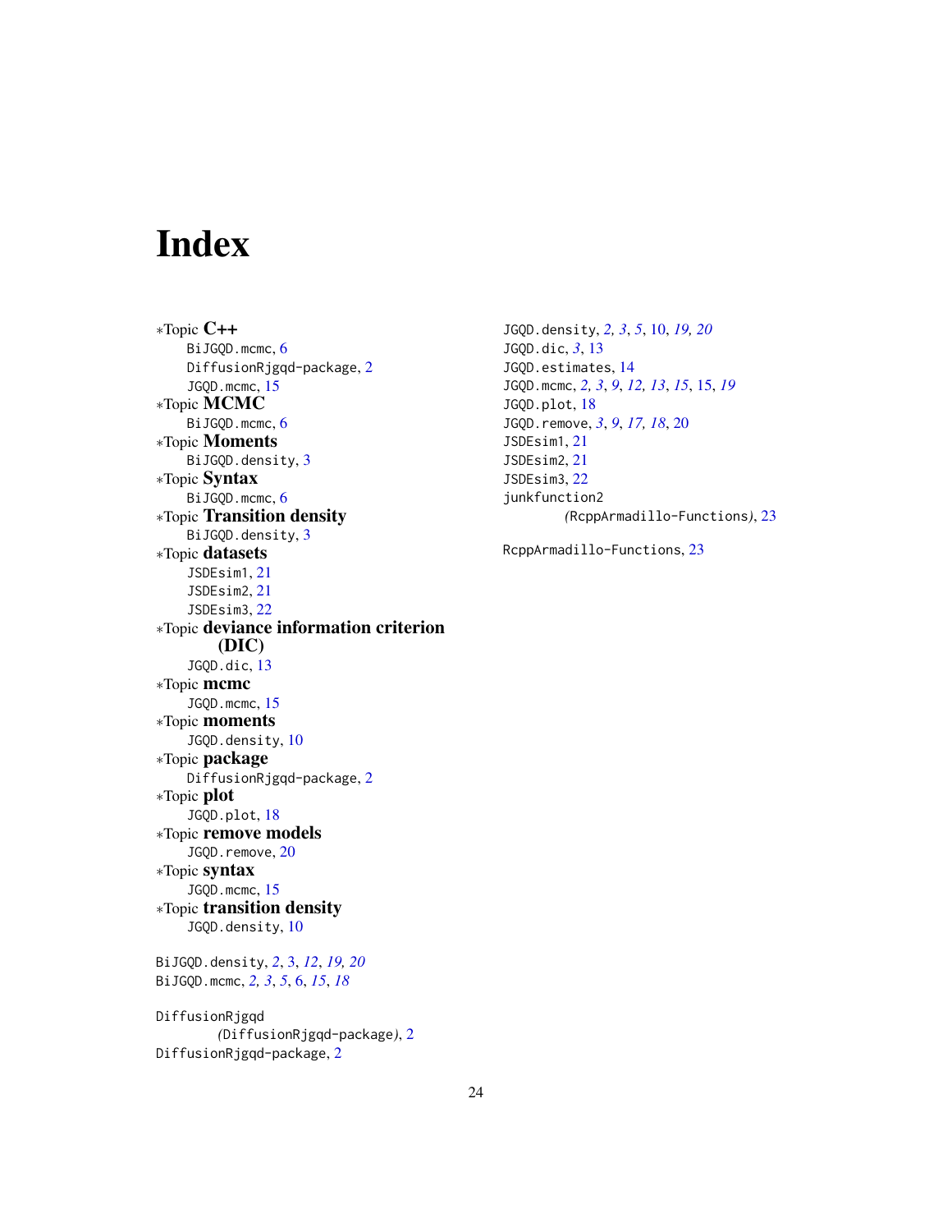# Index

∗Topic **C++**
BiJGQD.mcmc, 6
DiffusionRjgqd-package, 2
JGQD.mcmc, 15

∗Topic **MCMC**
BiJGQD.mcmc, 6

∗Topic **Moments**
BiJGQD.density, 3

∗Topic **Syntax**
BiJGQD.mcmc, 6

∗Topic **Transition density**
BiJGQD.density, 3

∗Topic **datasets**
JSDEsim1, 21
JSDEsim2, 21
JSDEsim3, 22

∗Topic **deviance information criterion (DIC)**
JGQD.dic, 13

∗Topic **mcmc**
JGQD.mcmc, 15

∗Topic **moments**
JGQD.density, 10

∗Topic **package**
DiffusionRjgqd-package, 2

∗Topic **plot**
JGQD.plot, 18

∗Topic **remove models**
JGQD.remove, 20

∗Topic **syntax**
JGQD.mcmc, 15

∗Topic **transition density**
JGQD.density, 10

BiJGQD.density, *2*, 3, *12*, *19, 20*
BiJGQD.mcmc, *2, 3*, *5*, 6, *15*, *18*

DiffusionRjgqd
*(*DiffusionRjgqd-package*)*, 2
DiffusionRjgqd-package, 2

JGQD.density, *2, 3*, *5*, 10, *19, 20*
JGQD.dic, *3*, 13
JGQD.estimates, 14
JGQD.mcmc, *2, 3*, *9*, *12, 13*, *15*, 15, *19*
JGQD.plot, 18
JGQD.remove, *3*, *9*, *17, 18*, 20
JSDEsim1, 21
JSDEsim2, 21
JSDEsim3, 22
junkfunction2
*(*RcppArmadillo-Functions*)*, 23

RcppArmadillo-Functions, 23